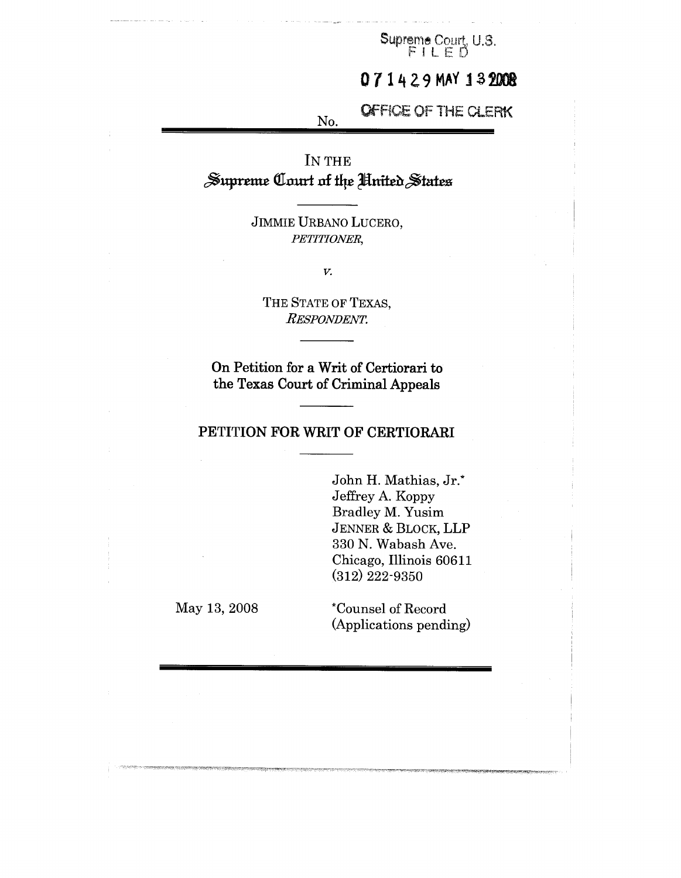Supreme Court, U.S.
FILED

07 1429 MAY 13 2008

OFFICE OF THE CLERK

No.

IN THE

# Supreme Court of the United States

JIMMIE URBANO LUCERO,
*PETITIONER,*

*v.*

THE STATE OF TEXAS,
*RESPONDENT.*

**On Petition for a Writ of Certiorari to the Texas Court of Criminal Appeals**

## PETITION FOR WRIT OF CERTIORARI

John H. Mathias, Jr.*
Jeffrey A. Koppy
Bradley M. Yusim
JENNER & BLOCK, LLP
330 N. Wabash Ave.
Chicago, Illinois 60611
(312) 222-9350

May 13, 2008

*Counsel of Record
(Applications pending)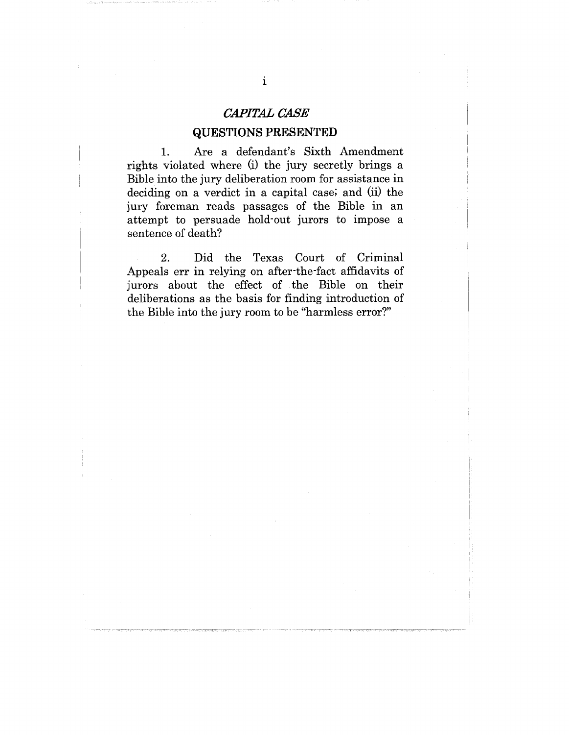*CAPITAL CASE*

## QUESTIONS PRESENTED

1. Are a defendant's Sixth Amendment rights violated where (i) the jury secretly brings a Bible into the jury deliberation room for assistance in deciding on a verdict in a capital case; and (ii) the jury foreman reads passages of the Bible in an attempt to persuade hold-out jurors to impose a sentence of death?

2. Did the Texas Court of Criminal Appeals err in relying on after-the-fact affidavits of jurors about the effect of the Bible on their deliberations as the basis for finding introduction of the Bible into the jury room to be "harmless error?"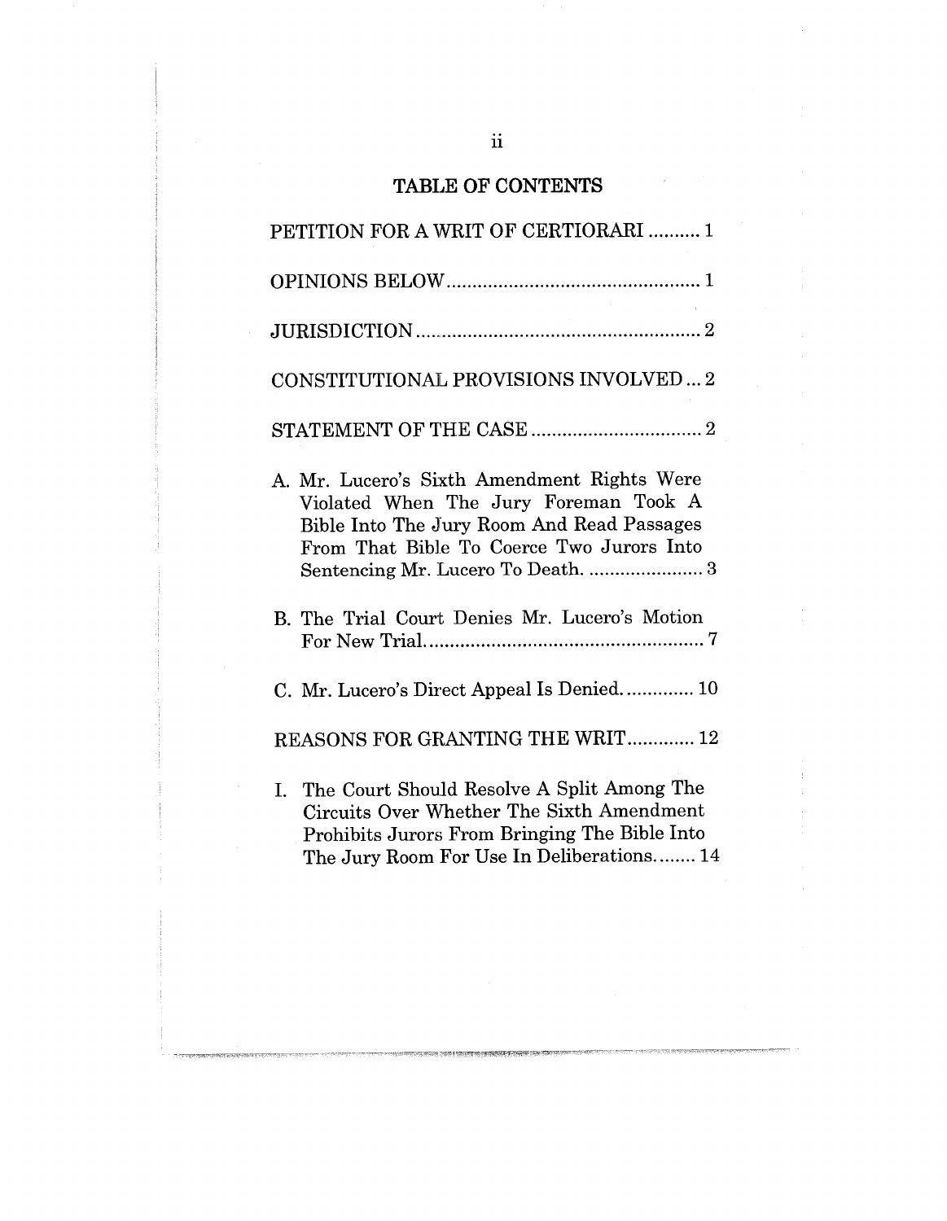## TABLE OF CONTENTS

PETITION FOR A WRIT OF CERTIORARI .......... 1

OPINIONS BELOW ................................................. 1

JURISDICTION ....................................................... 2

CONSTITUTIONAL PROVISIONS INVOLVED ... 2

STATEMENT OF THE CASE ................................. 2

A. Mr. Lucero's Sixth Amendment Rights Were Violated When The Jury Foreman Took A Bible Into The Jury Room And Read Passages From That Bible To Coerce Two Jurors Into Sentencing Mr. Lucero To Death. ...................... 3

B. The Trial Court Denies Mr. Lucero's Motion For New Trial. ..................................................... 7

C. Mr. Lucero's Direct Appeal Is Denied. ............. 10

REASONS FOR GRANTING THE WRIT ............ 12

I. The Court Should Resolve A Split Among The Circuits Over Whether The Sixth Amendment Prohibits Jurors From Bringing The Bible Into The Jury Room For Use In Deliberations. ....... 14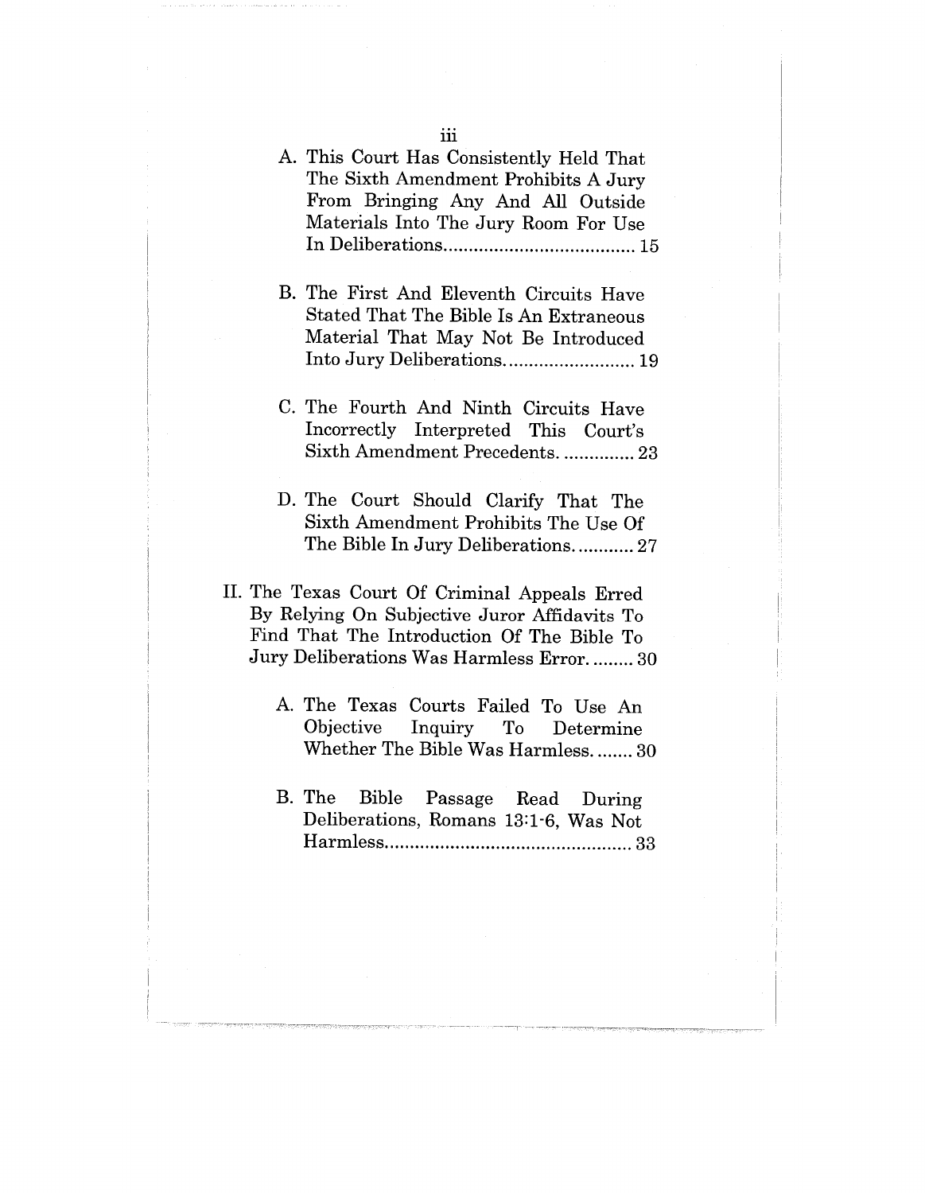A. This Court Has Consistently Held That The Sixth Amendment Prohibits A Jury From Bringing Any And All Outside Materials Into The Jury Room For Use In Deliberations....................................... 15

B. The First And Eleventh Circuits Have Stated That The Bible Is An Extraneous Material That May Not Be Introduced Into Jury Deliberations.......................... 19

C. The Fourth And Ninth Circuits Have Incorrectly Interpreted This Court's Sixth Amendment Precedents. .............. 23

D. The Court Should Clarify That The Sixth Amendment Prohibits The Use Of The Bible In Jury Deliberations............ 27

II. The Texas Court Of Criminal Appeals Erred By Relying On Subjective Juror Affidavits To Find That The Introduction Of The Bible To Jury Deliberations Was Harmless Error......... 30

A. The Texas Courts Failed To Use An Objective Inquiry To Determine Whether The Bible Was Harmless........ 30

B. The Bible Passage Read During Deliberations, Romans 13:1-6, Was Not Harmless................................................. 33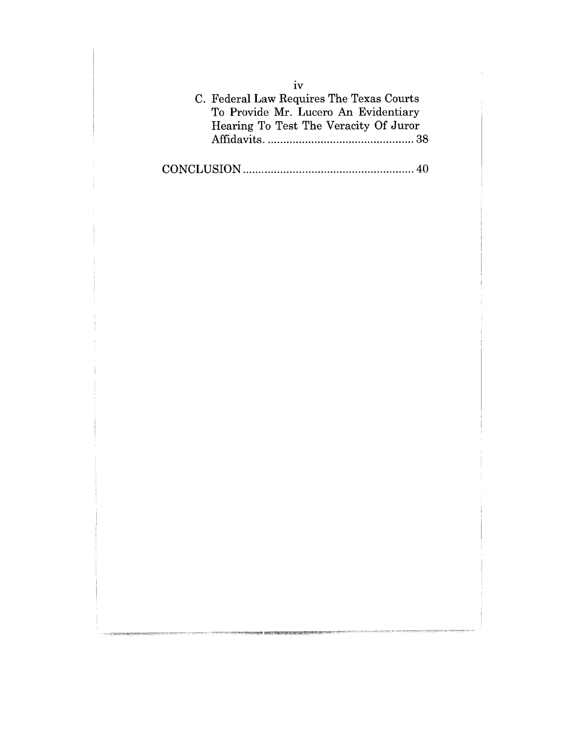C. Federal Law Requires The Texas Courts To Provide Mr. Lucero An Evidentiary Hearing To Test The Veracity Of Juror Affidavits. ............................................... 38

CONCLUSION ....................................................... 40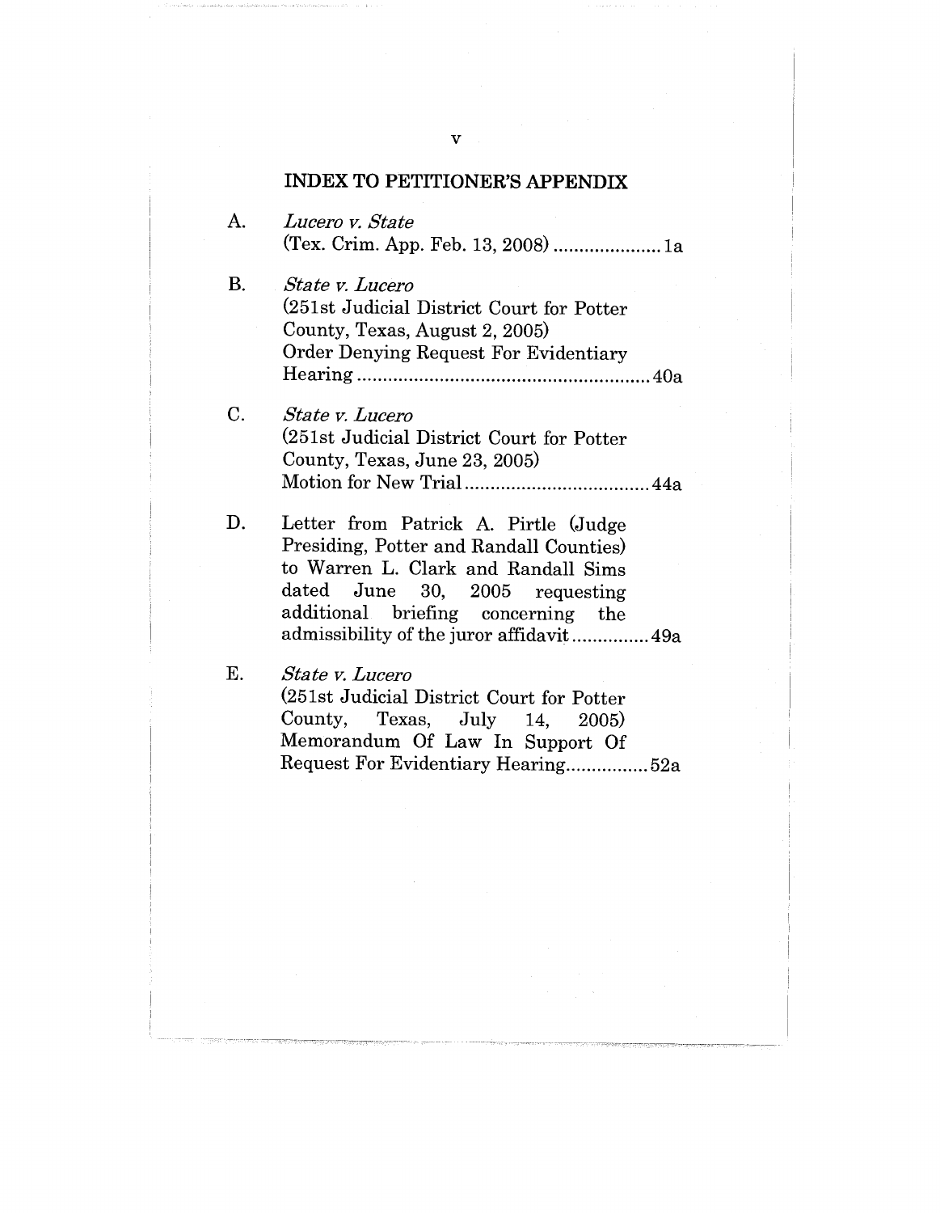## INDEX TO PETITIONER'S APPENDIX

A. *Lucero v. State* (Tex. Crim. App. Feb. 13, 2008) ..................... 1a

B. *State v. Lucero* (251st Judicial District Court for Potter County, Texas, August 2, 2005) Order Denying Request For Evidentiary Hearing ......................................................... 40a

C. *State v. Lucero* (251st Judicial District Court for Potter County, Texas, June 23, 2005) Motion for New Trial .................................... 44a

D. Letter from Patrick A. Pirtle (Judge Presiding, Potter and Randall Counties) to Warren L. Clark and Randall Sims dated June 30, 2005 requesting additional briefing concerning the admissibility of the juror affidavit ............... 49a

E. *State v. Lucero* (251st Judicial District Court for Potter County, Texas, July 14, 2005) Memorandum Of Law In Support Of Request For Evidentiary Hearing................ 52a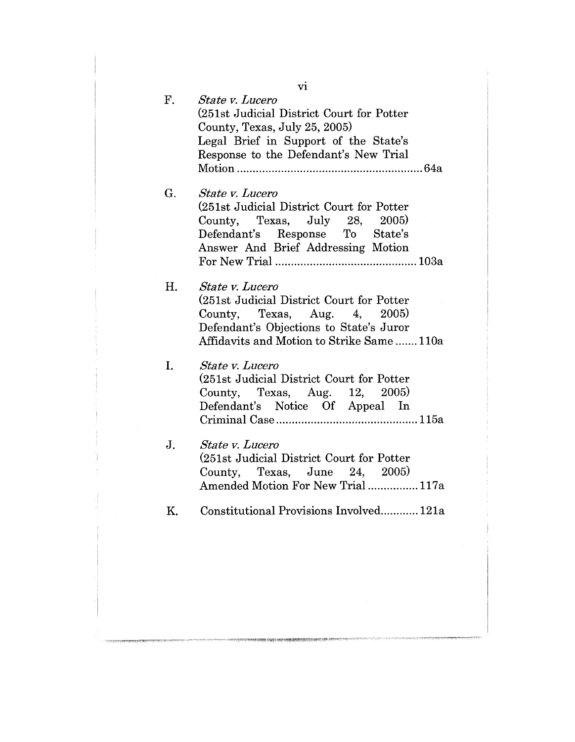F. *State v. Lucero*
(251st Judicial District Court for Potter County, Texas, July 25, 2005)
Legal Brief in Support of the State's Response to the Defendant's New Trial Motion ........................................................ 64a

G. *State v. Lucero*
(251st Judicial District Court for Potter County, Texas, July 28, 2005)
Defendant's Response To State's Answer And Brief Addressing Motion For New Trial ........................................... 103a

H. *State v. Lucero*
(251st Judicial District Court for Potter County, Texas, Aug. 4, 2005)
Defendant's Objections to State's Juror Affidavits and Motion to Strike Same ....... 110a

I. *State v. Lucero*
(251st Judicial District Court for Potter County, Texas, Aug. 12, 2005)
Defendant's Notice Of Appeal In Criminal Case ............................................ 115a

J. *State v. Lucero*
(251st Judicial District Court for Potter County, Texas, June 24, 2005)
Amended Motion For New Trial ................ 117a

K. Constitutional Provisions Involved............ 121a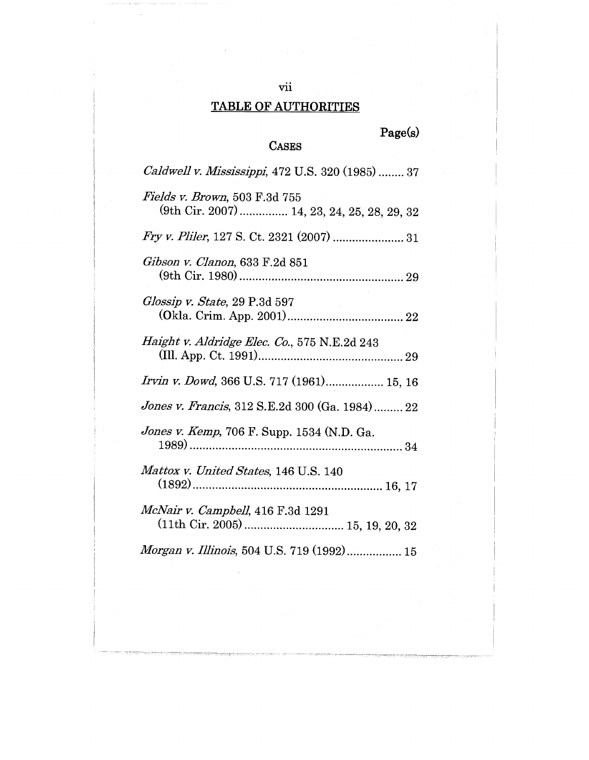## TABLE OF AUTHORITIES

Page(s)

### CASES

*Caldwell v. Mississippi*, 472 U.S. 320 (1985) ........ 37

*Fields v. Brown*, 503 F.3d 755 (9th Cir. 2007) ............... 14, 23, 24, 25, 28, 29, 32

*Fry v. Pliler*, 127 S. Ct. 2321 (2007) ...................... 31

*Gibson v. Clanon*, 633 F.2d 851 (9th Cir. 1980) .................................................. 29

*Glossip v. State*, 29 P.3d 597 (Okla. Crim. App. 2001) .................................... 22

*Haight v. Aldridge Elec. Co.*, 575 N.E.2d 243 (Ill. App. Ct. 1991) ............................................ 29

*Irvin v. Dowd*, 366 U.S. 717 (1961) .................. 15, 16

*Jones v. Francis*, 312 S.E.2d 300 (Ga. 1984) ......... 22

*Jones v. Kemp*, 706 F. Supp. 1534 (N.D. Ga. 1989) ................................................................. 34

*Mattox v. United States*, 146 U.S. 140 (1892) .......................................................... 16, 17

*McNair v. Campbell*, 416 F.3d 1291 (11th Cir. 2005) .............................. 15, 19, 20, 32

*Morgan v. Illinois*, 504 U.S. 719 (1992) ................. 15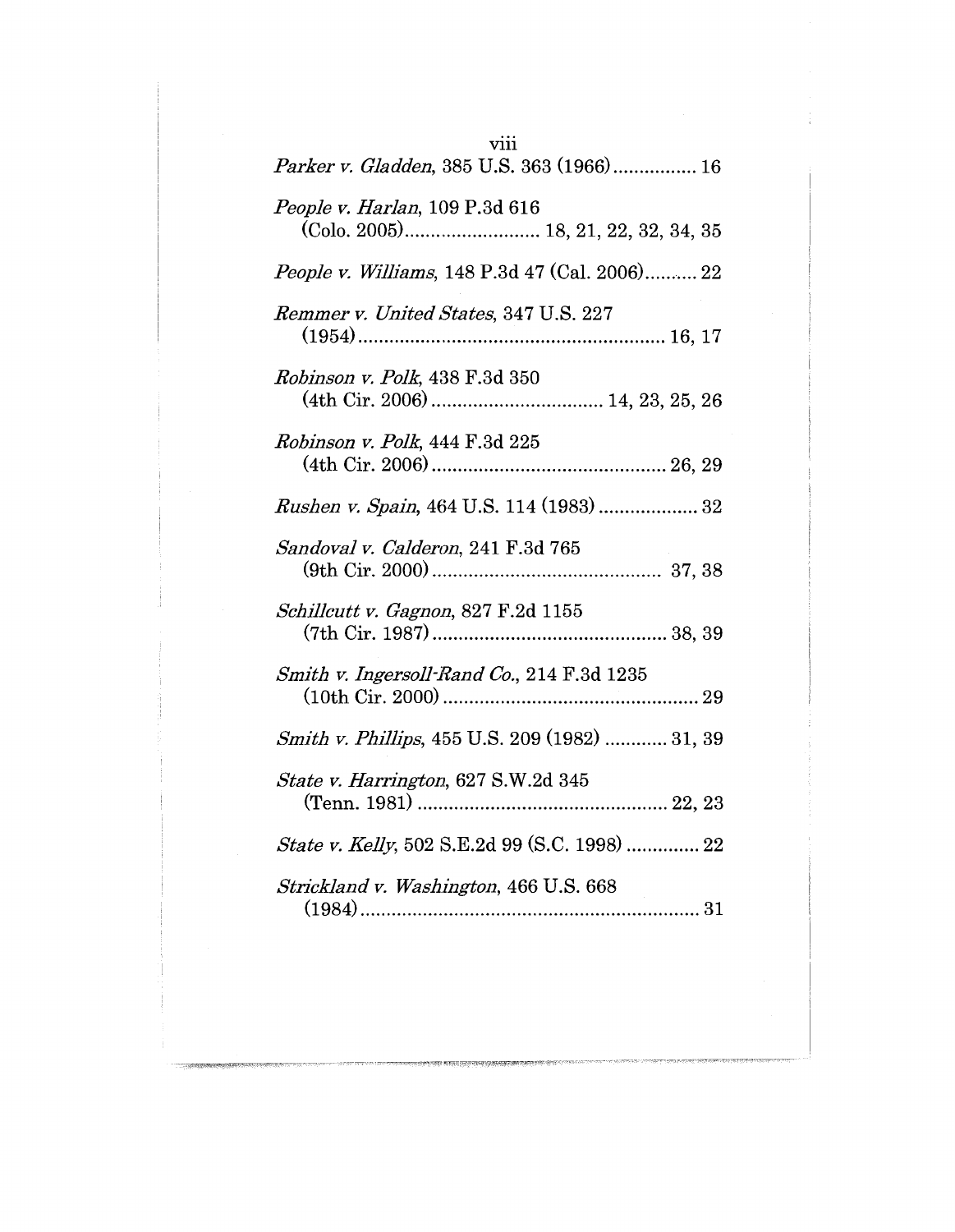*Parker v. Gladden*, 385 U.S. 363 (1966)................ 16

*People v. Harlan*, 109 P.3d 616 (Colo. 2005).......................... 18, 21, 22, 32, 34, 35

*People v. Williams*, 148 P.3d 47 (Cal. 2006).......... 22

*Remmer v. United States*, 347 U.S. 227 (1954)........................................................ 16, 17

*Robinson v. Polk*, 438 F.3d 350 (4th Cir. 2006) ................................ 14, 23, 25, 26

*Robinson v. Polk*, 444 F.3d 225 (4th Cir. 2006)............................................ 26, 29

*Rushen v. Spain*, 464 U.S. 114 (1983) ................... 32

*Sandoval v. Calderon*, 241 F.3d 765 (9th Cir. 2000)............................................ 37, 38

*Schillcutt v. Gagnon*, 827 F.2d 1155 (7th Cir. 1987)............................................ 38, 39

*Smith v. Ingersoll-Rand Co.*, 214 F.3d 1235 (10th Cir. 2000)................................................. 29

*Smith v. Phillips*, 455 U.S. 209 (1982) ............ 31, 39

*State v. Harrington*, 627 S.W.2d 345 (Tenn. 1981) ................................................ 22, 23

*State v. Kelly*, 502 S.E.2d 99 (S.C. 1998) .............. 22

*Strickland v. Washington*, 466 U.S. 668 (1984)................................................................ 31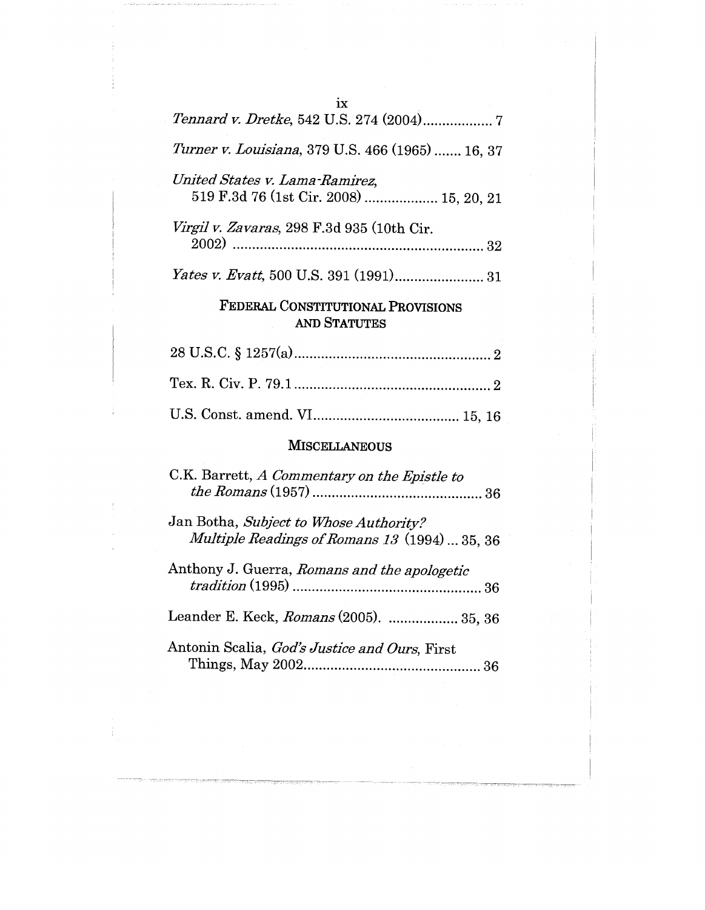*Tennard v. Dretke*, 542 U.S. 274 (2004).................. 7

*Turner v. Louisiana*, 379 U.S. 466 (1965)....... 16, 37

*United States v. Lama-Ramirez*, 519 F.3d 76 (1st Cir. 2008).................. 15, 20, 21

*Virgil v. Zavaras*, 298 F.3d 935 (10th Cir. 2002)............................................................. 32

*Yates v. Evatt*, 500 U.S. 391 (1991)...................... 31

## FEDERAL CONSTITUTIONAL PROVISIONS AND STATUTES

28 U.S.C. § 1257(a).................................................. 2

Tex. R. Civ. P. 79.1.................................................. 2

U.S. Const. amend. VI.................................... 15, 16

## MISCELLANEOUS

C.K. Barrett, *A Commentary on the Epistle to the Romans* (1957)............................................ 36

Jan Botha, *Subject to Whose Authority? Multiple Readings of Romans 13* (1994)... 35, 36

Anthony J. Guerra, *Romans and the apologetic tradition* (1995)................................................ 36

Leander E. Keck, *Romans* (2005). .................. 35, 36

Antonin Scalia, *God's Justice and Ours*, First Things, May 2002............................................ 36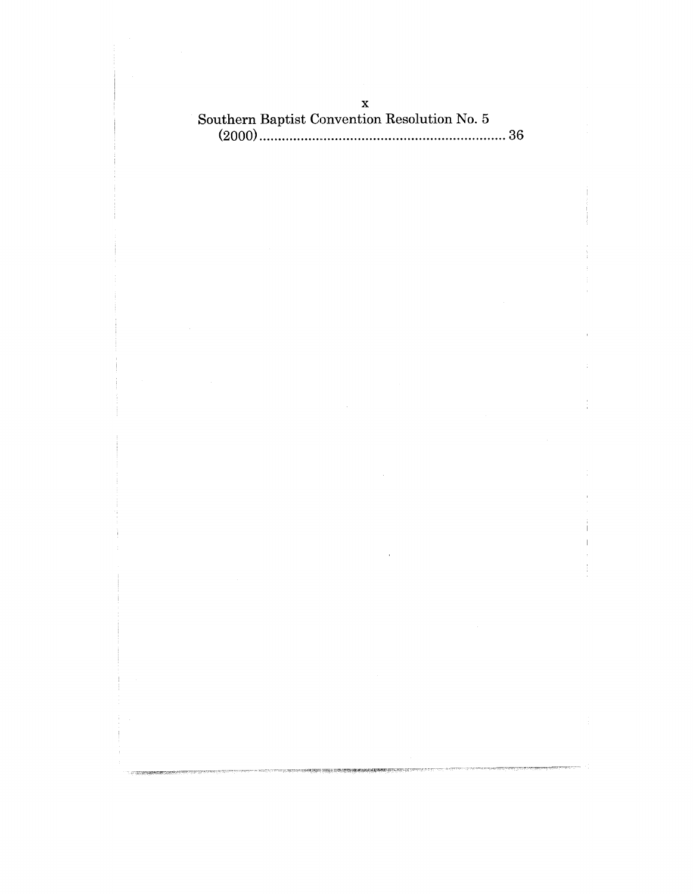Southern Baptist Convention Resolution No. 5 (2000)................................................................. 36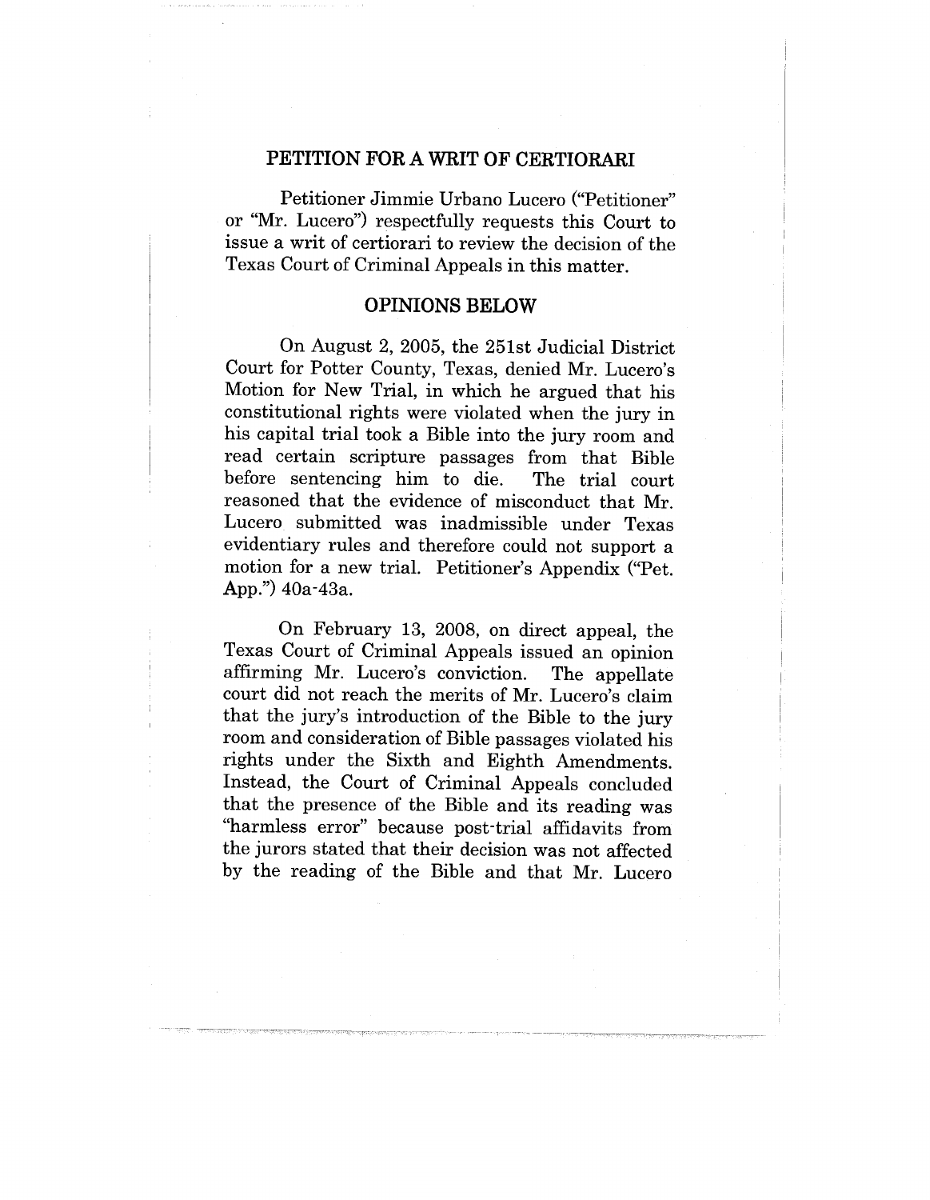## PETITION FOR A WRIT OF CERTIORARI

Petitioner Jimmie Urbano Lucero ("Petitioner" or "Mr. Lucero") respectfully requests this Court to issue a writ of certiorari to review the decision of the Texas Court of Criminal Appeals in this matter.

## OPINIONS BELOW

On August 2, 2005, the 251st Judicial District Court for Potter County, Texas, denied Mr. Lucero's Motion for New Trial, in which he argued that his constitutional rights were violated when the jury in his capital trial took a Bible into the jury room and read certain scripture passages from that Bible before sentencing him to die. The trial court reasoned that the evidence of misconduct that Mr. Lucero submitted was inadmissible under Texas evidentiary rules and therefore could not support a motion for a new trial. Petitioner's Appendix ("Pet. App.") 40a-43a.

On February 13, 2008, on direct appeal, the Texas Court of Criminal Appeals issued an opinion affirming Mr. Lucero's conviction. The appellate court did not reach the merits of Mr. Lucero's claim that the jury's introduction of the Bible to the jury room and consideration of Bible passages violated his rights under the Sixth and Eighth Amendments. Instead, the Court of Criminal Appeals concluded that the presence of the Bible and its reading was "harmless error" because post-trial affidavits from the jurors stated that their decision was not affected by the reading of the Bible and that Mr. Lucero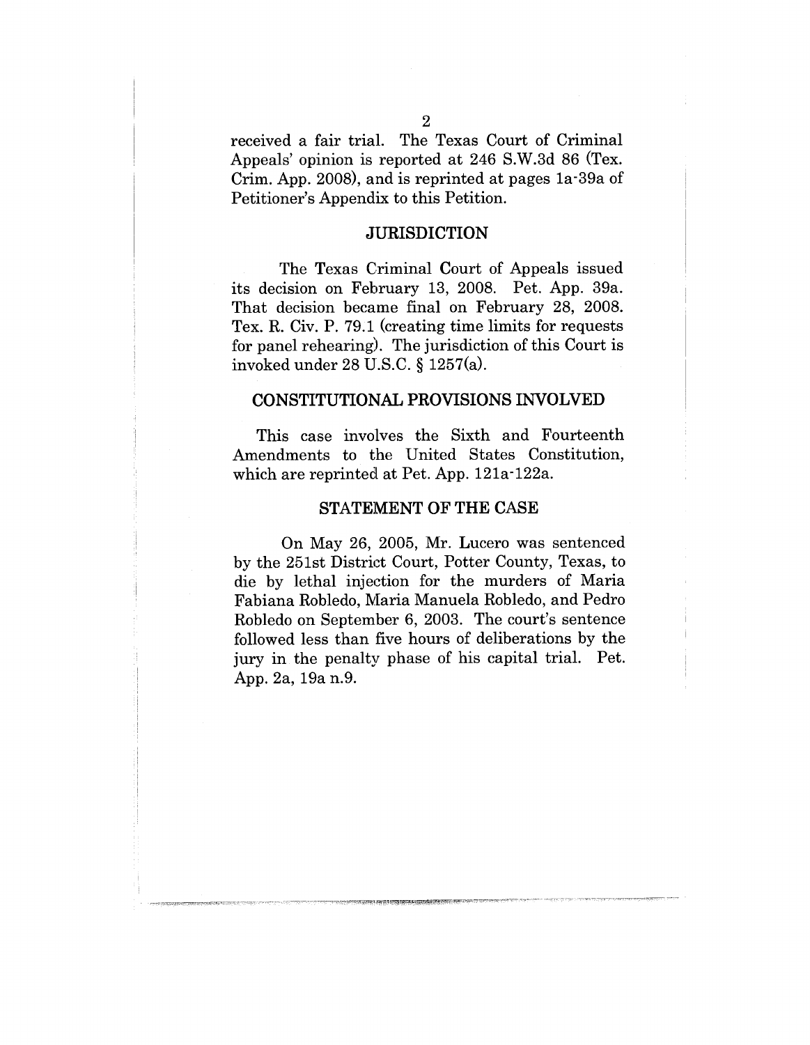received a fair trial. The Texas Court of Criminal Appeals' opinion is reported at 246 S.W.3d 86 (Tex. Crim. App. 2008), and is reprinted at pages 1a-39a of Petitioner's Appendix to this Petition.

## JURISDICTION

The Texas Criminal Court of Appeals issued its decision on February 13, 2008. Pet. App. 39a. That decision became final on February 28, 2008. Tex. R. Civ. P. 79.1 (creating time limits for requests for panel rehearing). The jurisdiction of this Court is invoked under 28 U.S.C. § 1257(a).

## CONSTITUTIONAL PROVISIONS INVOLVED

This case involves the Sixth and Fourteenth Amendments to the United States Constitution, which are reprinted at Pet. App. 121a-122a.

## STATEMENT OF THE CASE

On May 26, 2005, Mr. Lucero was sentenced by the 251st District Court, Potter County, Texas, to die by lethal injection for the murders of Maria Fabiana Robledo, Maria Manuela Robledo, and Pedro Robledo on September 6, 2003. The court's sentence followed less than five hours of deliberations by the jury in the penalty phase of his capital trial. Pet. App. 2a, 19a n.9.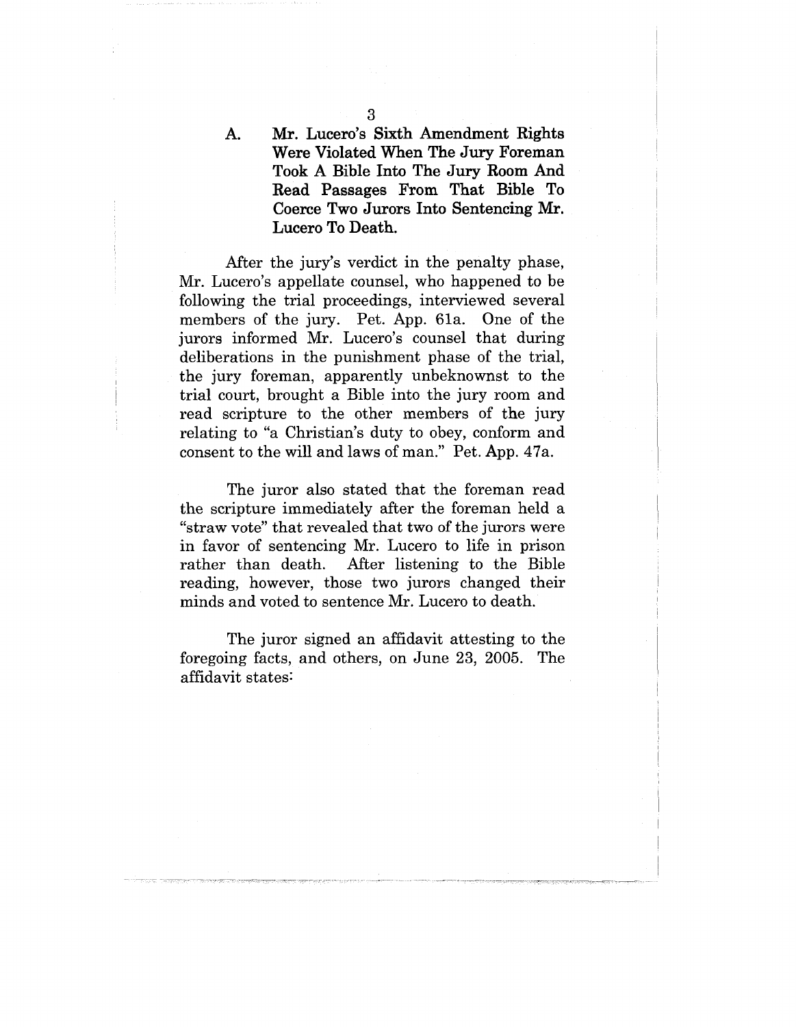### A. Mr. Lucero's Sixth Amendment Rights Were Violated When The Jury Foreman Took A Bible Into The Jury Room And Read Passages From That Bible To Coerce Two Jurors Into Sentencing Mr. Lucero To Death.

After the jury's verdict in the penalty phase, Mr. Lucero's appellate counsel, who happened to be following the trial proceedings, interviewed several members of the jury. Pet. App. 61a. One of the jurors informed Mr. Lucero's counsel that during deliberations in the punishment phase of the trial, the jury foreman, apparently unbeknownst to the trial court, brought a Bible into the jury room and read scripture to the other members of the jury relating to "a Christian's duty to obey, conform and consent to the will and laws of man." Pet. App. 47a.

The juror also stated that the foreman read the scripture immediately after the foreman held a "straw vote" that revealed that two of the jurors were in favor of sentencing Mr. Lucero to life in prison rather than death. After listening to the Bible reading, however, those two jurors changed their minds and voted to sentence Mr. Lucero to death.

The juror signed an affidavit attesting to the foregoing facts, and others, on June 23, 2005. The affidavit states: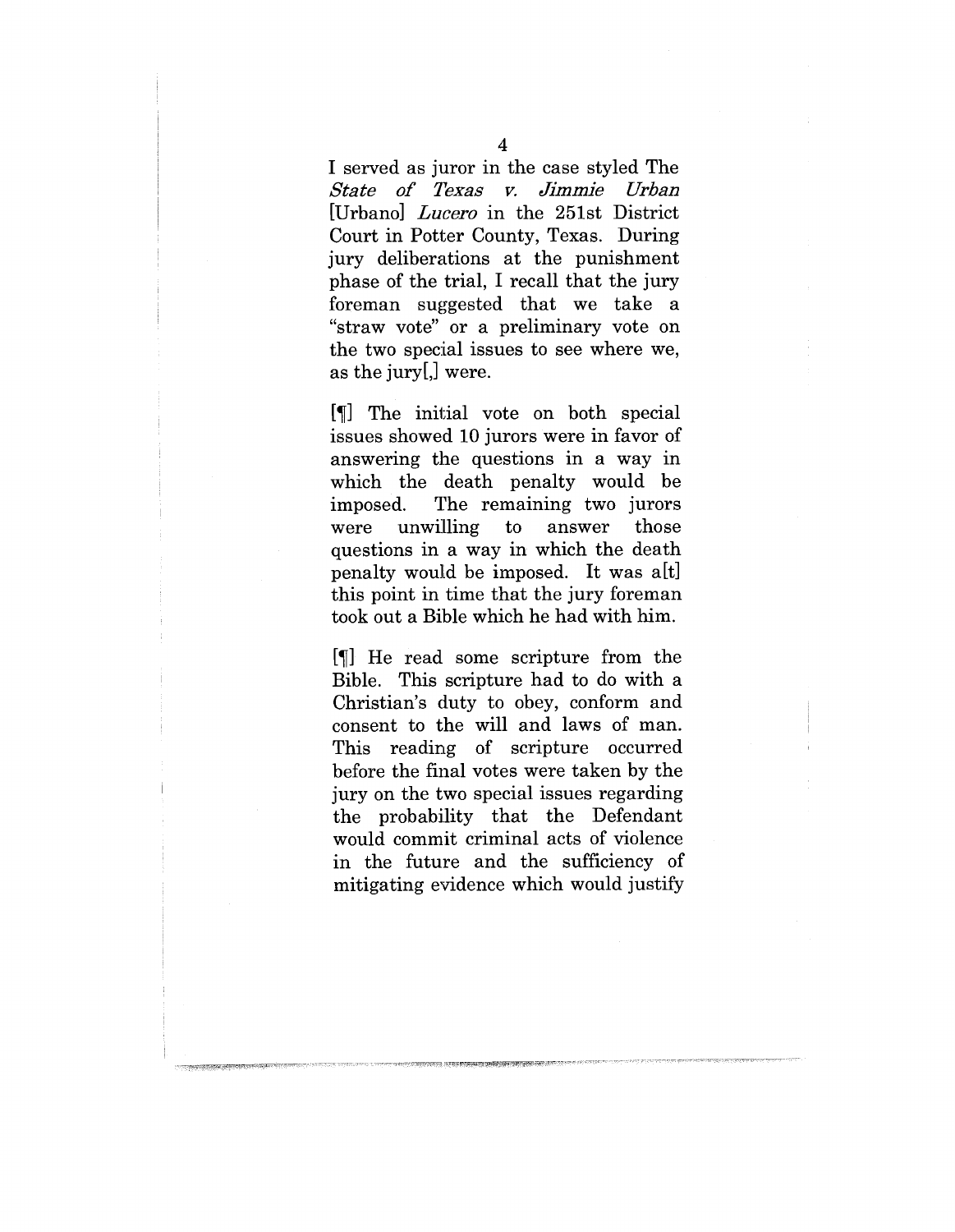I served as juror in the case styled The *State of Texas v. Jimmie Urban* [Urbano] *Lucero* in the 251st District Court in Potter County, Texas. During jury deliberations at the punishment phase of the trial, I recall that the jury foreman suggested that we take a "straw vote" or a preliminary vote on the two special issues to see where we, as the jury[,] were.

[¶] The initial vote on both special issues showed 10 jurors were in favor of answering the questions in a way in which the death penalty would be imposed. The remaining two jurors were unwilling to answer those questions in a way in which the death penalty would be imposed. It was a[t] this point in time that the jury foreman took out a Bible which he had with him.

[¶] He read some scripture from the Bible. This scripture had to do with a Christian's duty to obey, conform and consent to the will and laws of man. This reading of scripture occurred before the final votes were taken by the jury on the two special issues regarding the probability that the Defendant would commit criminal acts of violence in the future and the sufficiency of mitigating evidence which would justify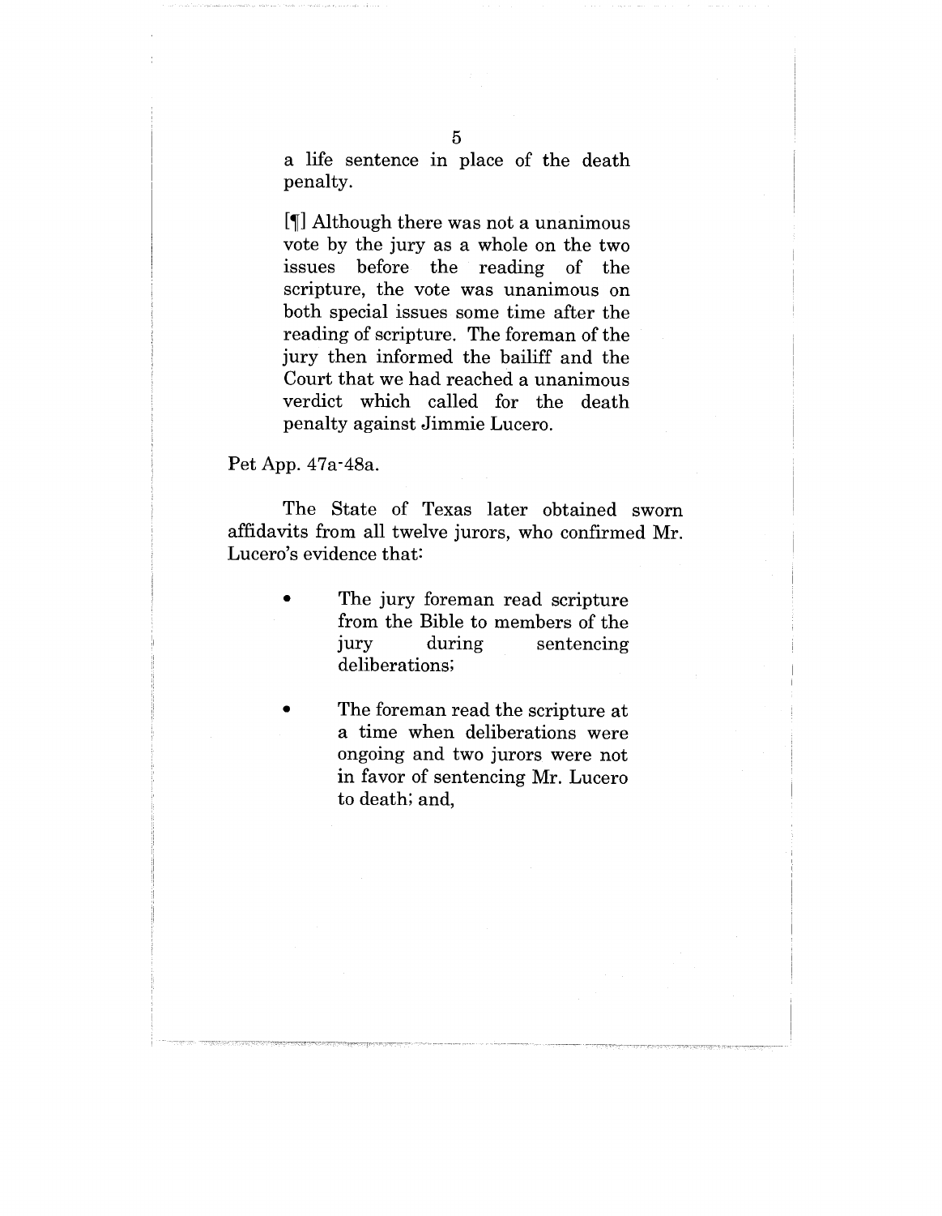> a life sentence in place of the death penalty.
>
> [¶] Although there was not a unanimous vote by the jury as a whole on the two issues before the reading of the scripture, the vote was unanimous on both special issues some time after the reading of scripture. The foreman of the jury then informed the bailiff and the Court that we had reached a unanimous verdict which called for the death penalty against Jimmie Lucero.

Pet App. 47a-48a.

The State of Texas later obtained sworn affidavits from all twelve jurors, who confirmed Mr. Lucero's evidence that:

- The jury foreman read scripture from the Bible to members of the jury during sentencing deliberations;
- The foreman read the scripture at a time when deliberations were ongoing and two jurors were not in favor of sentencing Mr. Lucero to death; and,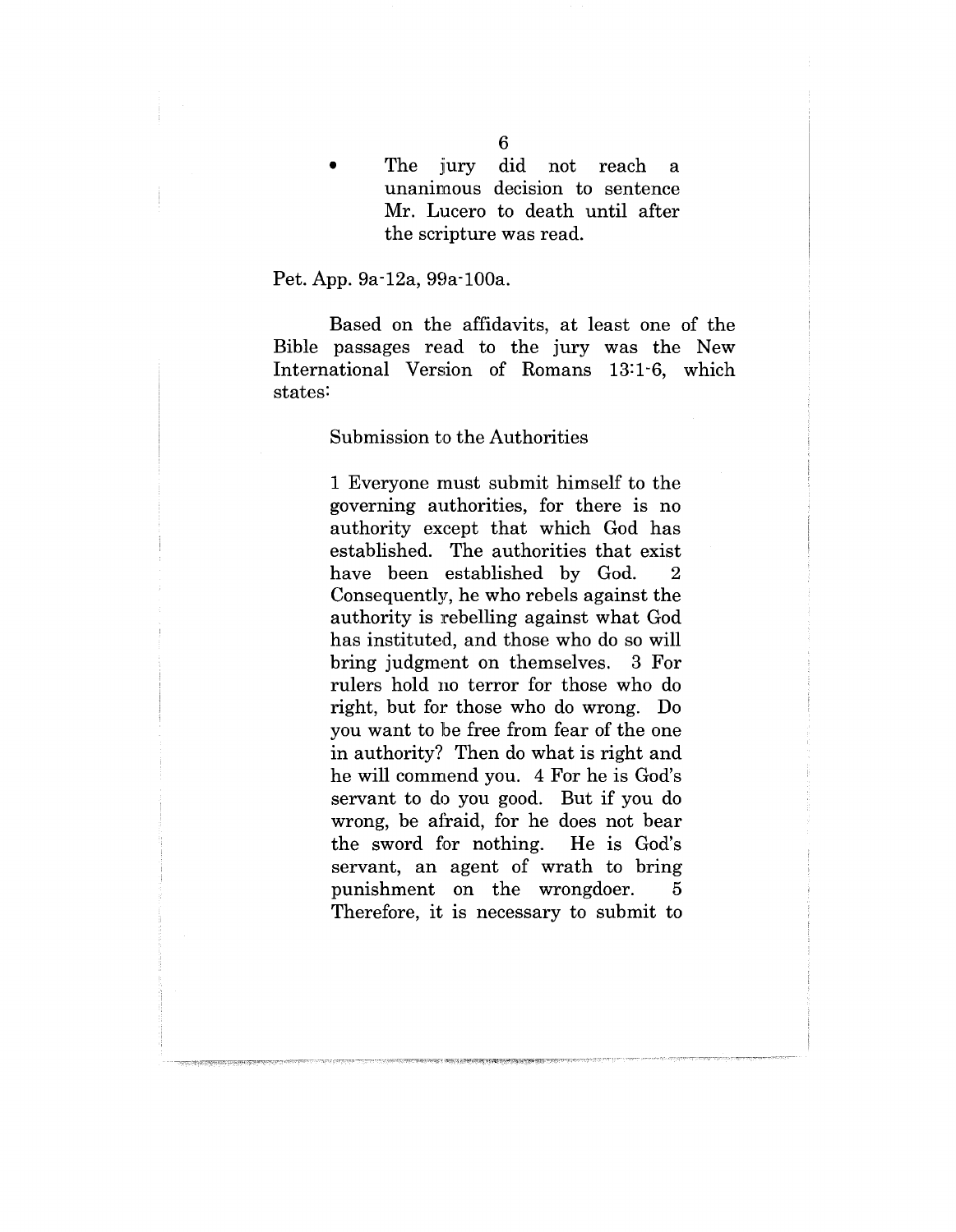- The jury did not reach a unanimous decision to sentence Mr. Lucero to death until after the scripture was read.

Pet. App. 9a-12a, 99a-100a.

Based on the affidavits, at least one of the Bible passages read to the jury was the New International Version of Romans 13:1-6, which states:

> Submission to the Authorities
>
> 1 Everyone must submit himself to the governing authorities, for there is no authority except that which God has established. The authorities that exist have been established by God. 2 Consequently, he who rebels against the authority is rebelling against what God has instituted, and those who do so will bring judgment on themselves. 3 For rulers hold no terror for those who do right, but for those who do wrong. Do you want to be free from fear of the one in authority? Then do what is right and he will commend you. 4 For he is God's servant to do you good. But if you do wrong, be afraid, for he does not bear the sword for nothing. He is God's servant, an agent of wrath to bring punishment on the wrongdoer. 5 Therefore, it is necessary to submit to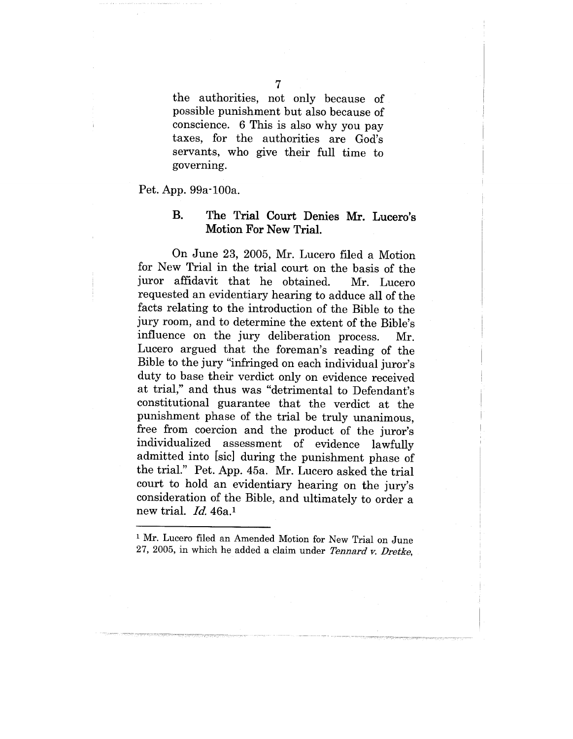> the authorities, not only because of possible punishment but also because of conscience. 6 This is also why you pay taxes, for the authorities are God's servants, who give their full time to governing.

Pet. App. 99a-100a.

### B. The Trial Court Denies Mr. Lucero's Motion For New Trial.

On June 23, 2005, Mr. Lucero filed a Motion for New Trial in the trial court on the basis of the juror affidavit that he obtained. Mr. Lucero requested an evidentiary hearing to adduce all of the facts relating to the introduction of the Bible to the jury room, and to determine the extent of the Bible's influence on the jury deliberation process. Mr. Lucero argued that the foreman's reading of the Bible to the jury "infringed on each individual juror's duty to base their verdict only on evidence received at trial," and thus was "detrimental to Defendant's constitutional guarantee that the verdict at the punishment phase of the trial be truly unanimous, free from coercion and the product of the juror's individualized assessment of evidence lawfully admitted into [sic] during the punishment phase of the trial." Pet. App. 45a. Mr. Lucero asked the trial court to hold an evidentiary hearing on the jury's consideration of the Bible, and ultimately to order a new trial. *Id.* 46a.[1]

---

[1] Mr. Lucero filed an Amended Motion for New Trial on June 27, 2005, in which he added a claim under *Tennard v. Dretke*,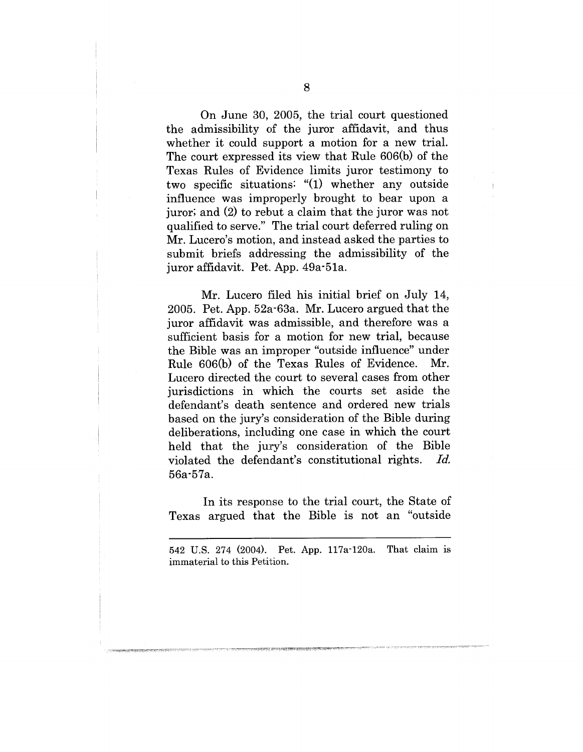On June 30, 2005, the trial court questioned the admissibility of the juror affidavit, and thus whether it could support a motion for a new trial. The court expressed its view that Rule 606(b) of the Texas Rules of Evidence limits juror testimony to two specific situations: "(1) whether any outside influence was improperly brought to bear upon a juror; and (2) to rebut a claim that the juror was not qualified to serve." The trial court deferred ruling on Mr. Lucero's motion, and instead asked the parties to submit briefs addressing the admissibility of the juror affidavit. Pet. App. 49a-51a.

Mr. Lucero filed his initial brief on July 14, 2005. Pet. App. 52a-63a. Mr. Lucero argued that the juror affidavit was admissible, and therefore was a sufficient basis for a motion for new trial, because the Bible was an improper "outside influence" under Rule 606(b) of the Texas Rules of Evidence. Mr. Lucero directed the court to several cases from other jurisdictions in which the courts set aside the defendant's death sentence and ordered new trials based on the jury's consideration of the Bible during deliberations, including one case in which the court held that the jury's consideration of the Bible violated the defendant's constitutional rights. *Id.* 56a-57a.

In its response to the trial court, the State of Texas argued that the Bible is not an "outside

---

542 U.S. 274 (2004). Pet. App. 117a-120a. That claim is immaterial to this Petition.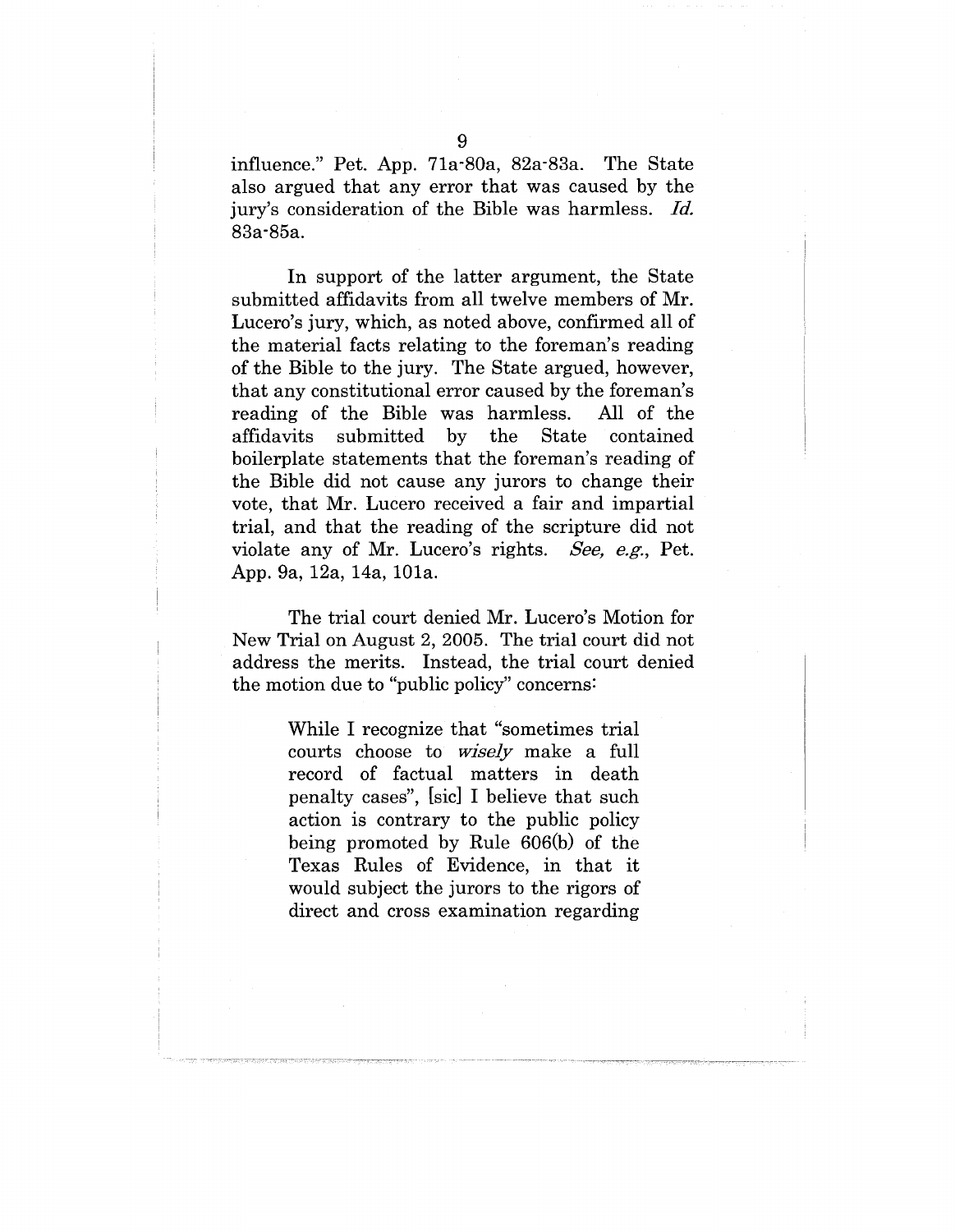influence." Pet. App. 71a-80a, 82a-83a. The State also argued that any error that was caused by the jury's consideration of the Bible was harmless. *Id.* 83a-85a.

In support of the latter argument, the State submitted affidavits from all twelve members of Mr. Lucero's jury, which, as noted above, confirmed all of the material facts relating to the foreman's reading of the Bible to the jury. The State argued, however, that any constitutional error caused by the foreman's reading of the Bible was harmless. All of the affidavits submitted by the State contained boilerplate statements that the foreman's reading of the Bible did not cause any jurors to change their vote, that Mr. Lucero received a fair and impartial trial, and that the reading of the scripture did not violate any of Mr. Lucero's rights. *See, e.g.*, Pet. App. 9a, 12a, 14a, 101a.

The trial court denied Mr. Lucero's Motion for New Trial on August 2, 2005. The trial court did not address the merits. Instead, the trial court denied the motion due to "public policy" concerns:

> While I recognize that "sometimes trial courts choose to *wisely* make a full record of factual matters in death penalty cases", [sic] I believe that such action is contrary to the public policy being promoted by Rule 606(b) of the Texas Rules of Evidence, in that it would subject the jurors to the rigors of direct and cross examination regarding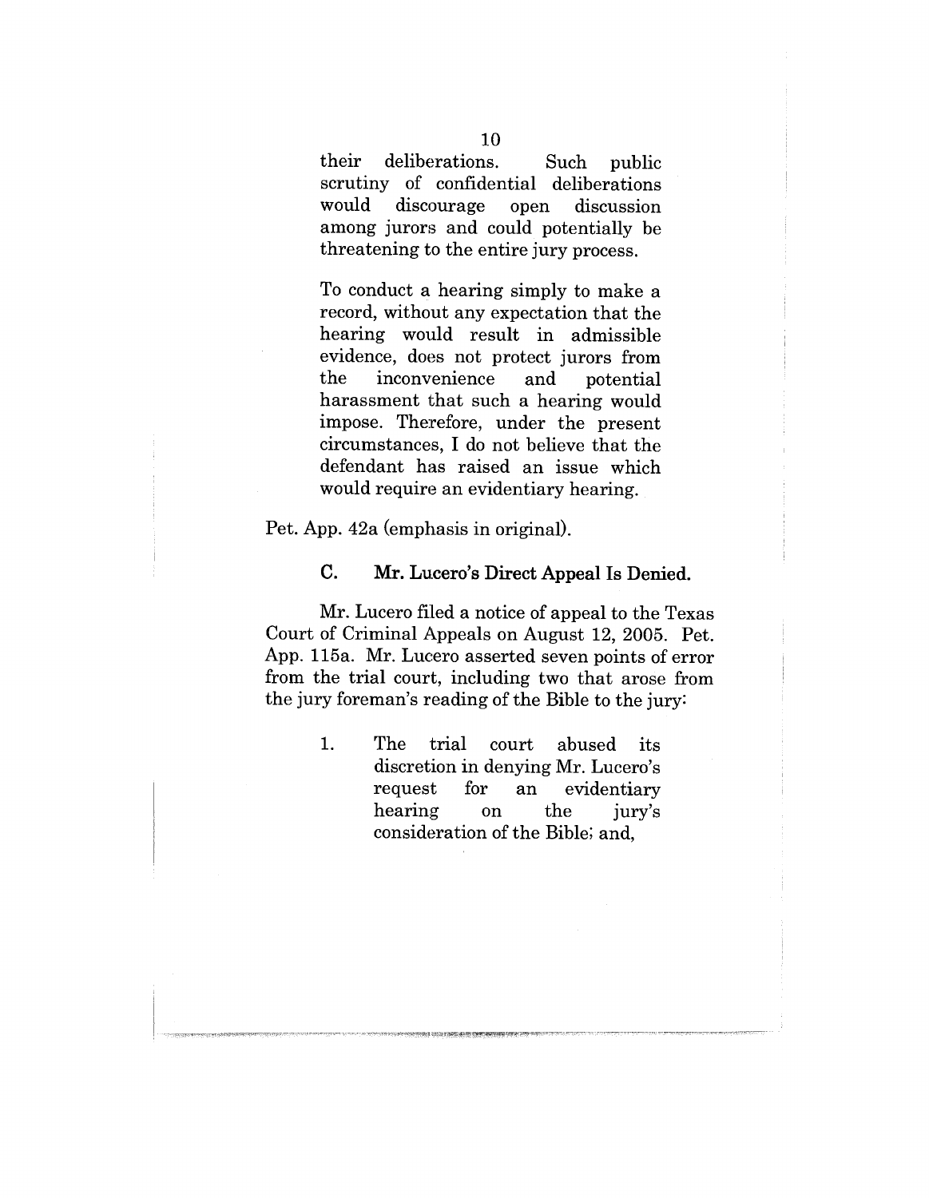> their deliberations. Such public scrutiny of confidential deliberations would discourage open discussion among jurors and could potentially be threatening to the entire jury process.
>
> To conduct a hearing simply to make a record, without any expectation that the hearing would result in admissible evidence, does not protect jurors from the inconvenience and potential harassment that such a hearing would impose. Therefore, under the present circumstances, I do not believe that the defendant has raised an issue which would require an evidentiary hearing.

Pet. App. 42a (emphasis in original).

### C. Mr. Lucero's Direct Appeal Is Denied.

Mr. Lucero filed a notice of appeal to the Texas Court of Criminal Appeals on August 12, 2005. Pet. App. 115a. Mr. Lucero asserted seven points of error from the trial court, including two that arose from the jury foreman's reading of the Bible to the jury:

1. The trial court abused its discretion in denying Mr. Lucero's request for an evidentiary hearing on the jury's consideration of the Bible; and,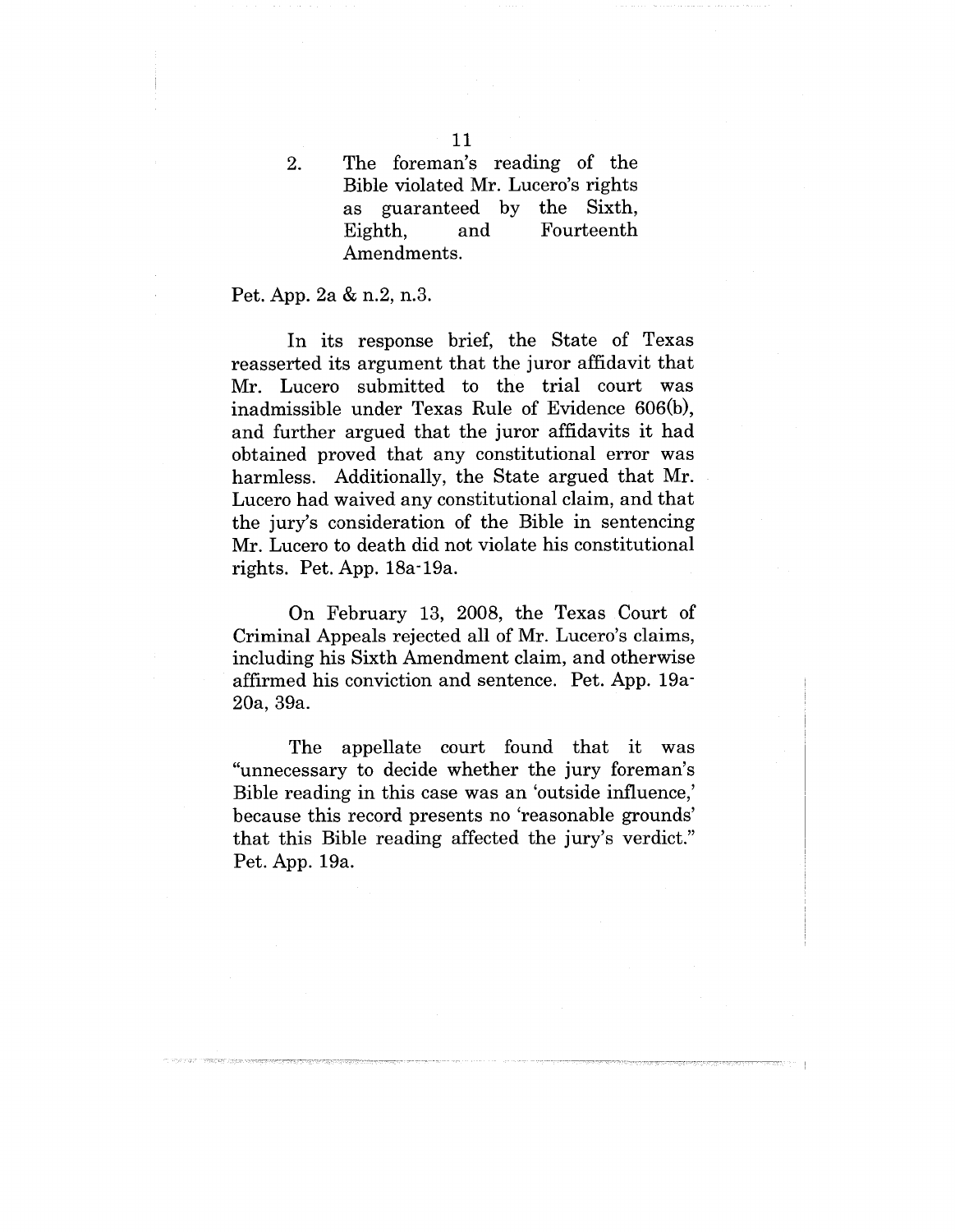2. The foreman's reading of the Bible violated Mr. Lucero's rights as guaranteed by the Sixth, Eighth, and Fourteenth Amendments.

Pet. App. 2a & n.2, n.3.

In its response brief, the State of Texas reasserted its argument that the juror affidavit that Mr. Lucero submitted to the trial court was inadmissible under Texas Rule of Evidence 606(b), and further argued that the juror affidavits it had obtained proved that any constitutional error was harmless. Additionally, the State argued that Mr. Lucero had waived any constitutional claim, and that the jury's consideration of the Bible in sentencing Mr. Lucero to death did not violate his constitutional rights. Pet. App. 18a-19a.

On February 13, 2008, the Texas Court of Criminal Appeals rejected all of Mr. Lucero's claims, including his Sixth Amendment claim, and otherwise affirmed his conviction and sentence. Pet. App. 19a-20a, 39a.

The appellate court found that it was "unnecessary to decide whether the jury foreman's Bible reading in this case was an 'outside influence,' because this record presents no 'reasonable grounds' that this Bible reading affected the jury's verdict." Pet. App. 19a.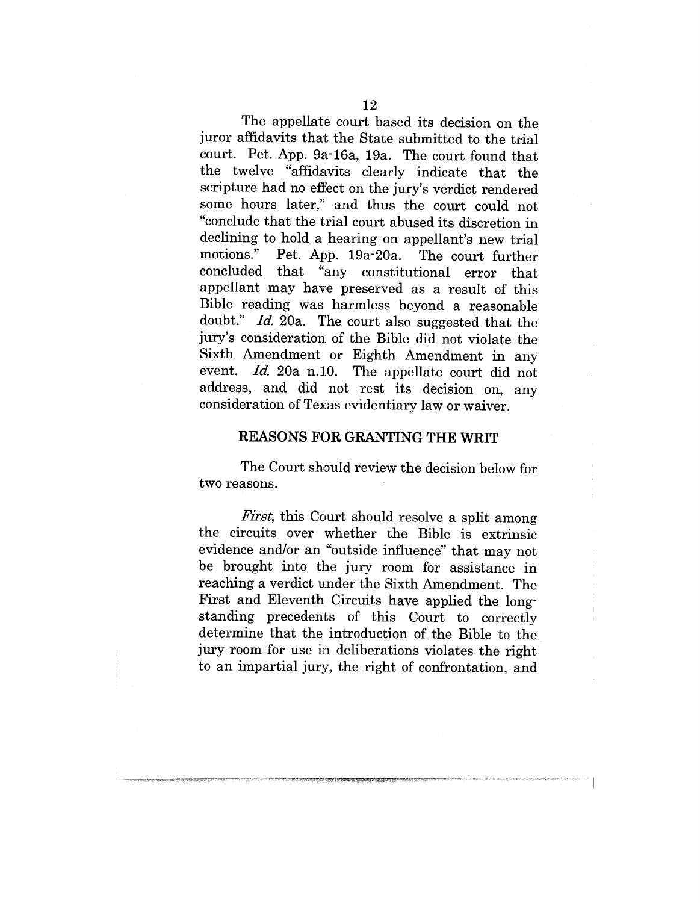The appellate court based its decision on the juror affidavits that the State submitted to the trial court. Pet. App. 9a-16a, 19a. The court found that the twelve "affidavits clearly indicate that the scripture had no effect on the jury's verdict rendered some hours later," and thus the court could not "conclude that the trial court abused its discretion in declining to hold a hearing on appellant's new trial motions." Pet. App. 19a-20a. The court further concluded that "any constitutional error that appellant may have preserved as a result of this Bible reading was harmless beyond a reasonable doubt." *Id.* 20a. The court also suggested that the jury's consideration of the Bible did not violate the Sixth Amendment or Eighth Amendment in any event. *Id.* 20a n.10. The appellate court did not address, and did not rest its decision on, any consideration of Texas evidentiary law or waiver.

## REASONS FOR GRANTING THE WRIT

The Court should review the decision below for two reasons.

*First*, this Court should resolve a split among the circuits over whether the Bible is extrinsic evidence and/or an "outside influence" that may not be brought into the jury room for assistance in reaching a verdict under the Sixth Amendment. The First and Eleventh Circuits have applied the long-standing precedents of this Court to correctly determine that the introduction of the Bible to the jury room for use in deliberations violates the right to an impartial jury, the right of confrontation, and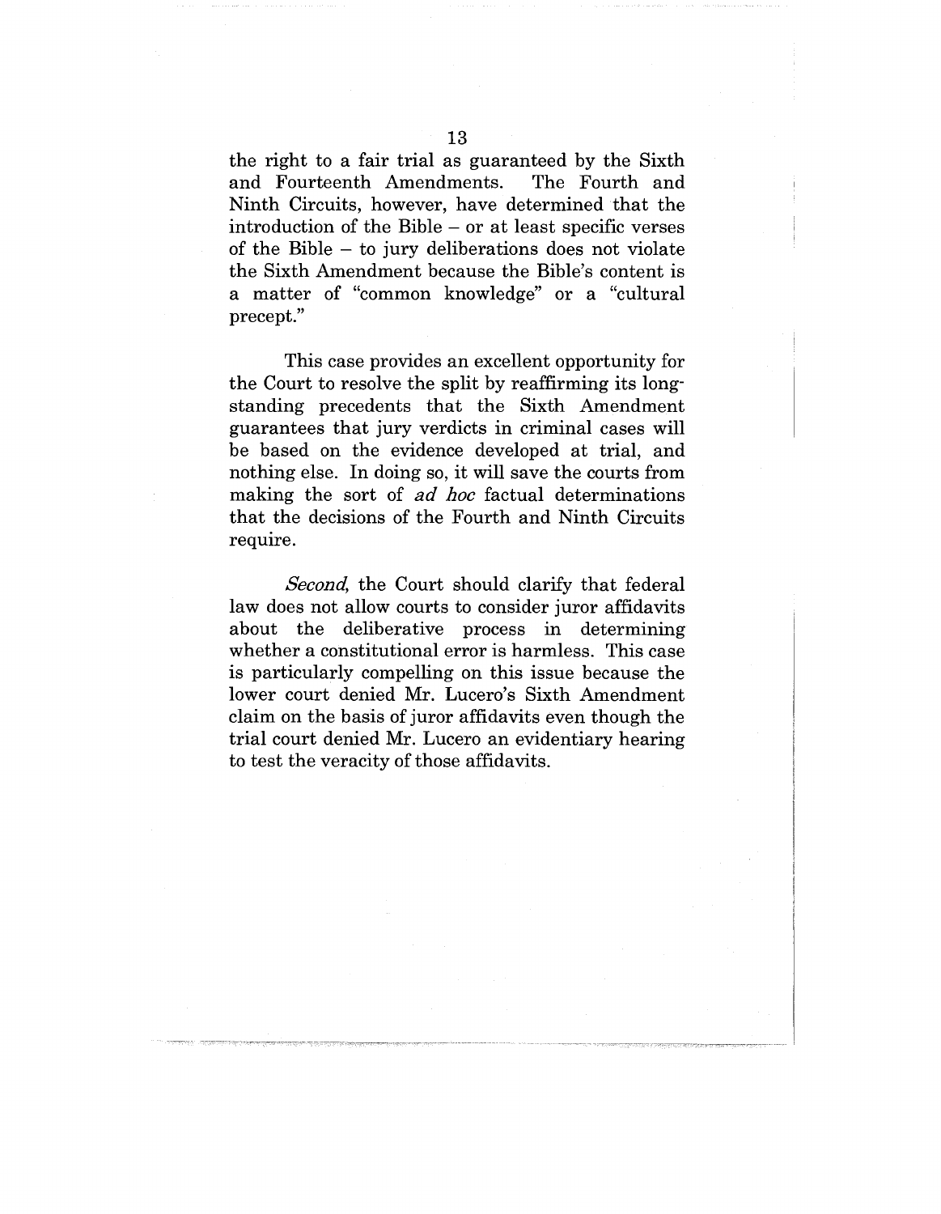the right to a fair trial as guaranteed by the Sixth and Fourteenth Amendments. The Fourth and Ninth Circuits, however, have determined that the introduction of the Bible – or at least specific verses of the Bible – to jury deliberations does not violate the Sixth Amendment because the Bible's content is a matter of "common knowledge" or a "cultural precept."

This case provides an excellent opportunity for the Court to resolve the split by reaffirming its long-standing precedents that the Sixth Amendment guarantees that jury verdicts in criminal cases will be based on the evidence developed at trial, and nothing else. In doing so, it will save the courts from making the sort of *ad hoc* factual determinations that the decisions of the Fourth and Ninth Circuits require.

*Second*, the Court should clarify that federal law does not allow courts to consider juror affidavits about the deliberative process in determining whether a constitutional error is harmless. This case is particularly compelling on this issue because the lower court denied Mr. Lucero's Sixth Amendment claim on the basis of juror affidavits even though the trial court denied Mr. Lucero an evidentiary hearing to test the veracity of those affidavits.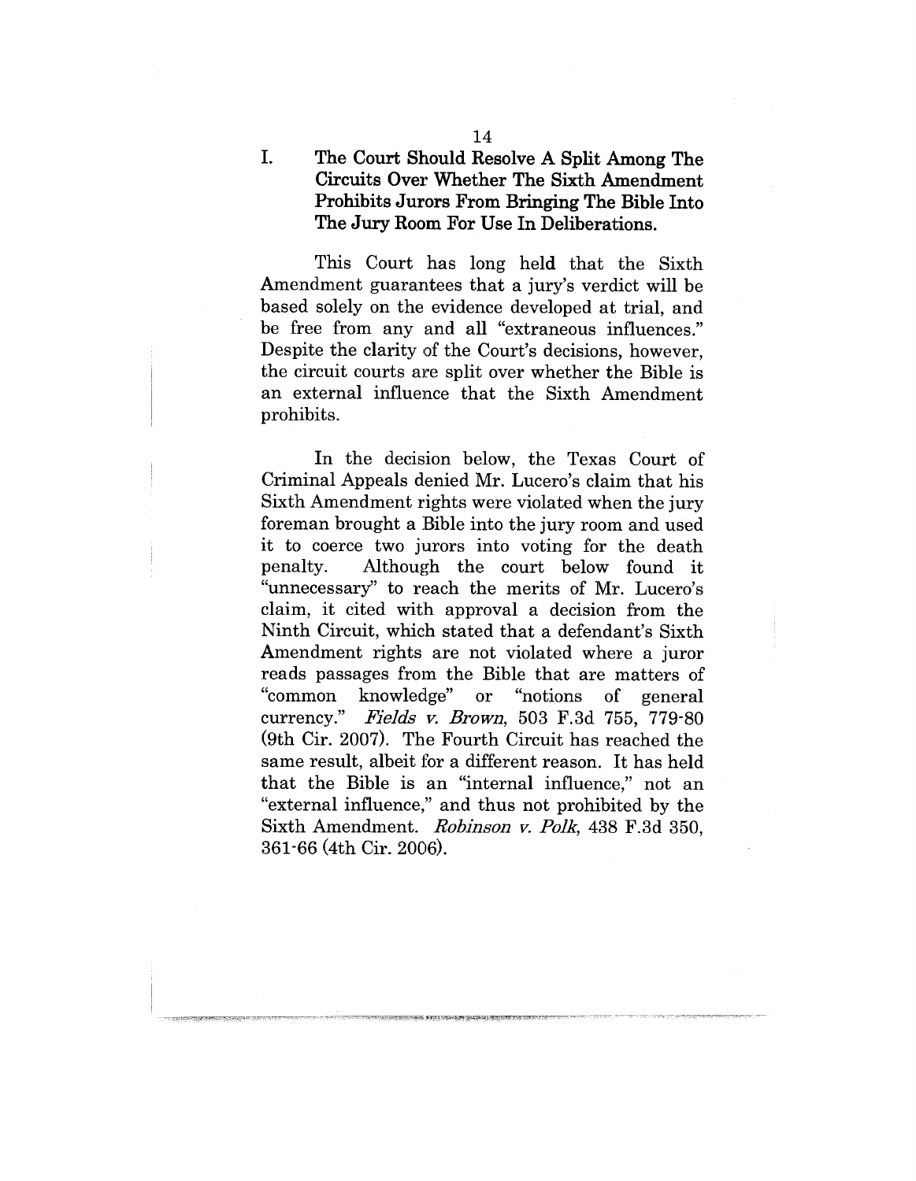## I. The Court Should Resolve A Split Among The Circuits Over Whether The Sixth Amendment Prohibits Jurors From Bringing The Bible Into The Jury Room For Use In Deliberations.

This Court has long held that the Sixth Amendment guarantees that a jury's verdict will be based solely on the evidence developed at trial, and be free from any and all "extraneous influences." Despite the clarity of the Court's decisions, however, the circuit courts are split over whether the Bible is an external influence that the Sixth Amendment prohibits.

In the decision below, the Texas Court of Criminal Appeals denied Mr. Lucero's claim that his Sixth Amendment rights were violated when the jury foreman brought a Bible into the jury room and used it to coerce two jurors into voting for the death penalty. Although the court below found it "unnecessary" to reach the merits of Mr. Lucero's claim, it cited with approval a decision from the Ninth Circuit, which stated that a defendant's Sixth Amendment rights are not violated where a juror reads passages from the Bible that are matters of "common knowledge" or "notions of general currency." *Fields v. Brown*, 503 F.3d 755, 779-80 (9th Cir. 2007). The Fourth Circuit has reached the same result, albeit for a different reason. It has held that the Bible is an "internal influence," not an "external influence," and thus not prohibited by the Sixth Amendment. *Robinson v. Polk*, 438 F.3d 350, 361-66 (4th Cir. 2006).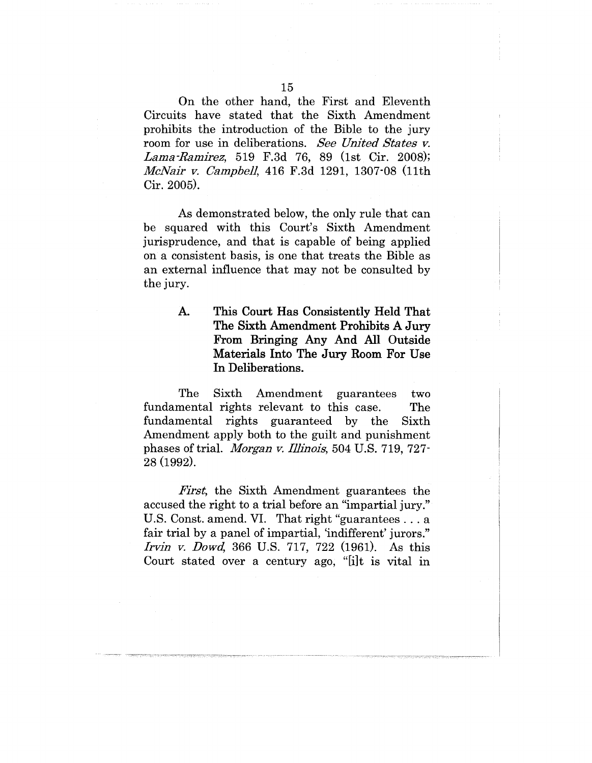On the other hand, the First and Eleventh Circuits have stated that the Sixth Amendment prohibits the introduction of the Bible to the jury room for use in deliberations. *See United States v. Lama-Ramirez*, 519 F.3d 76, 89 (1st Cir. 2008); *McNair v. Campbell*, 416 F.3d 1291, 1307-08 (11th Cir. 2005).

As demonstrated below, the only rule that can be squared with this Court's Sixth Amendment jurisprudence, and that is capable of being applied on a consistent basis, is one that treats the Bible as an external influence that may not be consulted by the jury.

### A. This Court Has Consistently Held That The Sixth Amendment Prohibits A Jury From Bringing Any And All Outside Materials Into The Jury Room For Use In Deliberations.

The Sixth Amendment guarantees two fundamental rights relevant to this case. The fundamental rights guaranteed by the Sixth Amendment apply both to the guilt and punishment phases of trial. *Morgan v. Illinois*, 504 U.S. 719, 727-28 (1992).

*First*, the Sixth Amendment guarantees the accused the right to a trial before an "impartial jury." U.S. Const. amend. VI. That right "guarantees . . . a fair trial by a panel of impartial, 'indifferent' jurors." *Irvin v. Dowd*, 366 U.S. 717, 722 (1961). As this Court stated over a century ago, "[i]t is vital in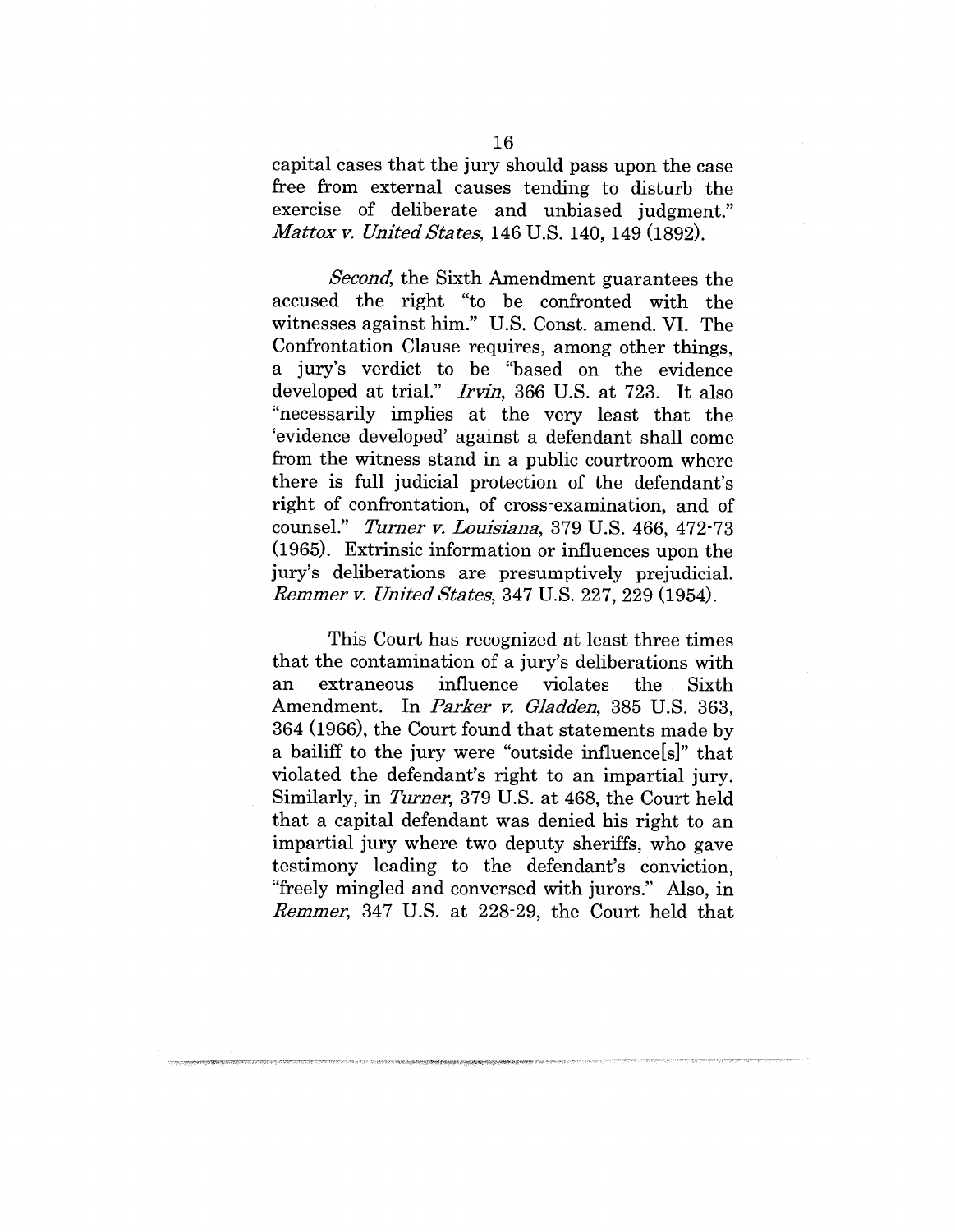capital cases that the jury should pass upon the case free from external causes tending to disturb the exercise of deliberate and unbiased judgment." *Mattox v. United States*, 146 U.S. 140, 149 (1892).

*Second*, the Sixth Amendment guarantees the accused the right "to be confronted with the witnesses against him." U.S. Const. amend. VI. The Confrontation Clause requires, among other things, a jury's verdict to be "based on the evidence developed at trial." *Irvin*, 366 U.S. at 723. It also "necessarily implies at the very least that the 'evidence developed' against a defendant shall come from the witness stand in a public courtroom where there is full judicial protection of the defendant's right of confrontation, of cross-examination, and of counsel." *Turner v. Louisiana*, 379 U.S. 466, 472-73 (1965). Extrinsic information or influences upon the jury's deliberations are presumptively prejudicial. *Remmer v. United States*, 347 U.S. 227, 229 (1954).

This Court has recognized at least three times that the contamination of a jury's deliberations with an extraneous influence violates the Sixth Amendment. In *Parker v. Gladden*, 385 U.S. 363, 364 (1966), the Court found that statements made by a bailiff to the jury were "outside influence[s]" that violated the defendant's right to an impartial jury. Similarly, in *Turner*, 379 U.S. at 468, the Court held that a capital defendant was denied his right to an impartial jury where two deputy sheriffs, who gave testimony leading to the defendant's conviction, "freely mingled and conversed with jurors." Also, in *Remmer*, 347 U.S. at 228-29, the Court held that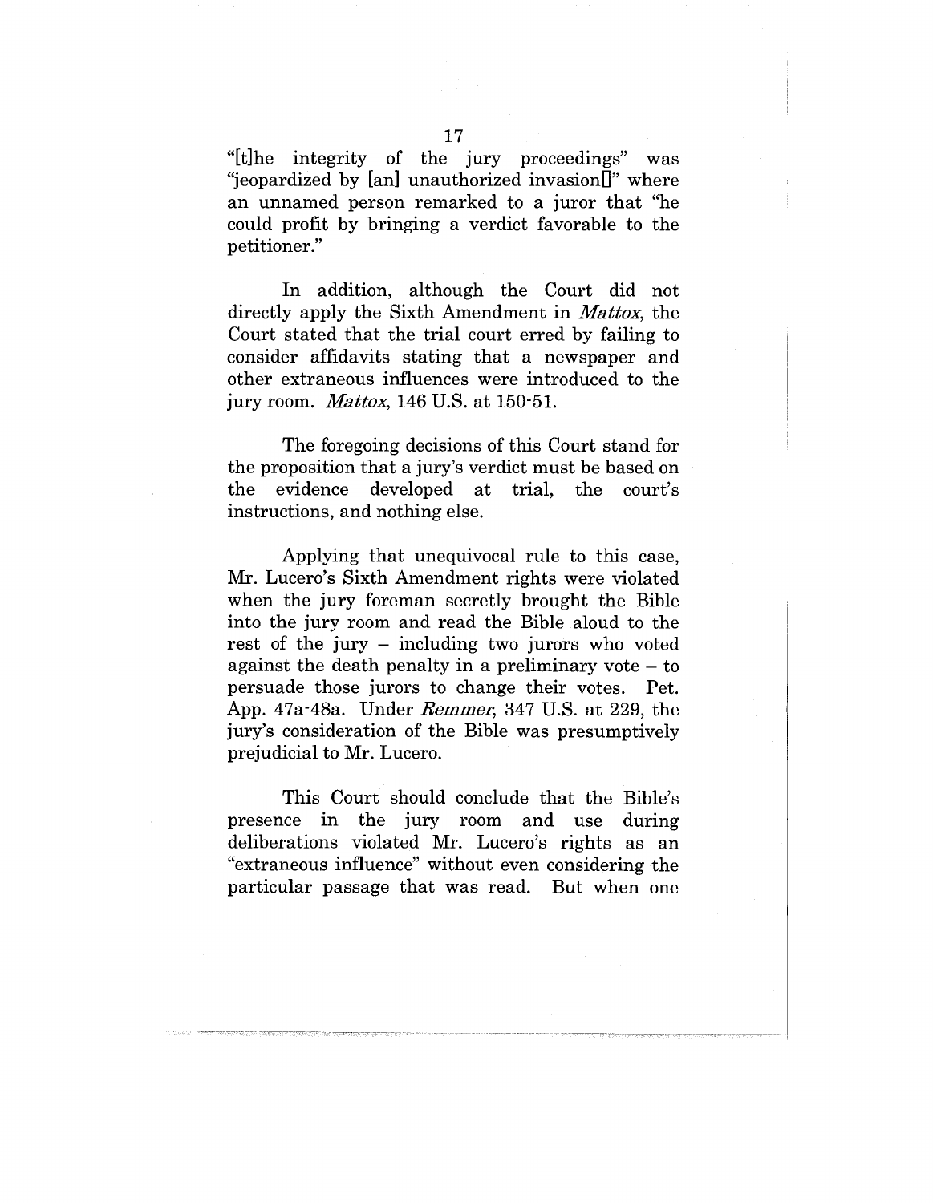"[t]he integrity of the jury proceedings" was "jeopardized by [an] unauthorized invasion[]" where an unnamed person remarked to a juror that "he could profit by bringing a verdict favorable to the petitioner."

In addition, although the Court did not directly apply the Sixth Amendment in *Mattox*, the Court stated that the trial court erred by failing to consider affidavits stating that a newspaper and other extraneous influences were introduced to the jury room. *Mattox*, 146 U.S. at 150-51.

The foregoing decisions of this Court stand for the proposition that a jury's verdict must be based on the evidence developed at trial, the court's instructions, and nothing else.

Applying that unequivocal rule to this case, Mr. Lucero's Sixth Amendment rights were violated when the jury foreman secretly brought the Bible into the jury room and read the Bible aloud to the rest of the jury – including two jurors who voted against the death penalty in a preliminary vote – to persuade those jurors to change their votes. Pet. App. 47a-48a. Under *Remmer*, 347 U.S. at 229, the jury's consideration of the Bible was presumptively prejudicial to Mr. Lucero.

This Court should conclude that the Bible's presence in the jury room and use during deliberations violated Mr. Lucero's rights as an "extraneous influence" without even considering the particular passage that was read. But when one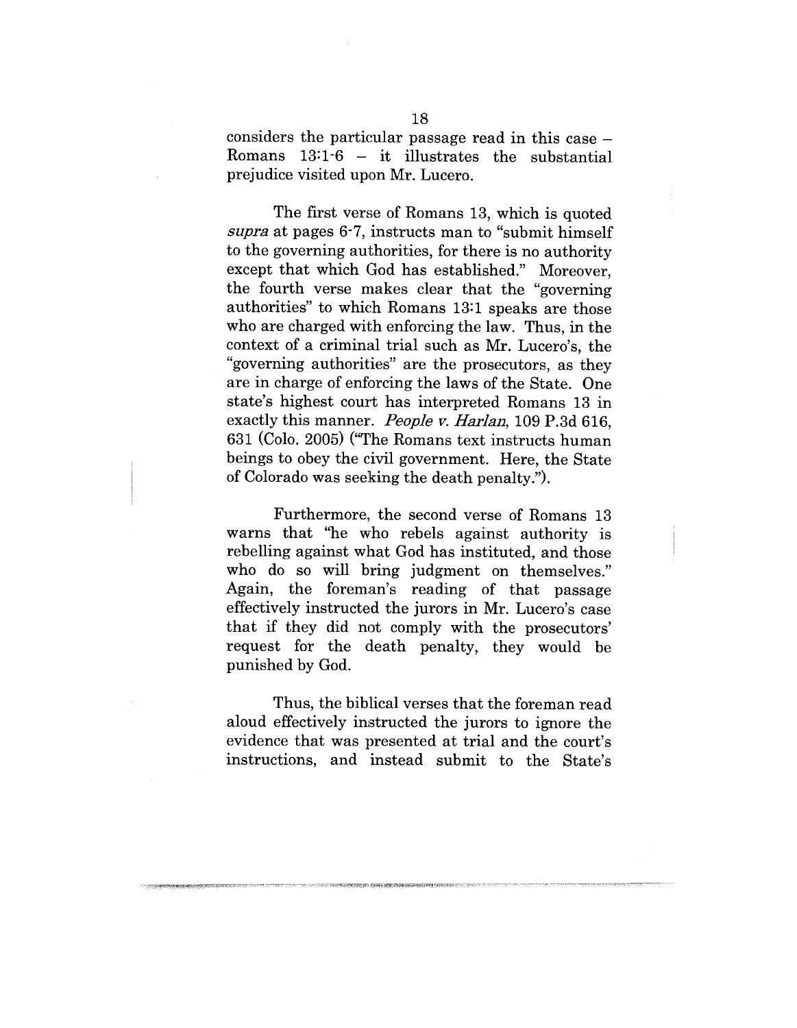considers the particular passage read in this case – Romans 13:1-6 – it illustrates the substantial prejudice visited upon Mr. Lucero.

The first verse of Romans 13, which is quoted *supra* at pages 6-7, instructs man to "submit himself to the governing authorities, for there is no authority except that which God has established." Moreover, the fourth verse makes clear that the "governing authorities" to which Romans 13:1 speaks are those who are charged with enforcing the law. Thus, in the context of a criminal trial such as Mr. Lucero's, the "governing authorities" are the prosecutors, as they are in charge of enforcing the laws of the State. One state's highest court has interpreted Romans 13 in exactly this manner. *People v. Harlan*, 109 P.3d 616, 631 (Colo. 2005) ("The Romans text instructs human beings to obey the civil government. Here, the State of Colorado was seeking the death penalty.").

Furthermore, the second verse of Romans 13 warns that "he who rebels against authority is rebelling against what God has instituted, and those who do so will bring judgment on themselves." Again, the foreman's reading of that passage effectively instructed the jurors in Mr. Lucero's case that if they did not comply with the prosecutors' request for the death penalty, they would be punished by God.

Thus, the biblical verses that the foreman read aloud effectively instructed the jurors to ignore the evidence that was presented at trial and the court's instructions, and instead submit to the State's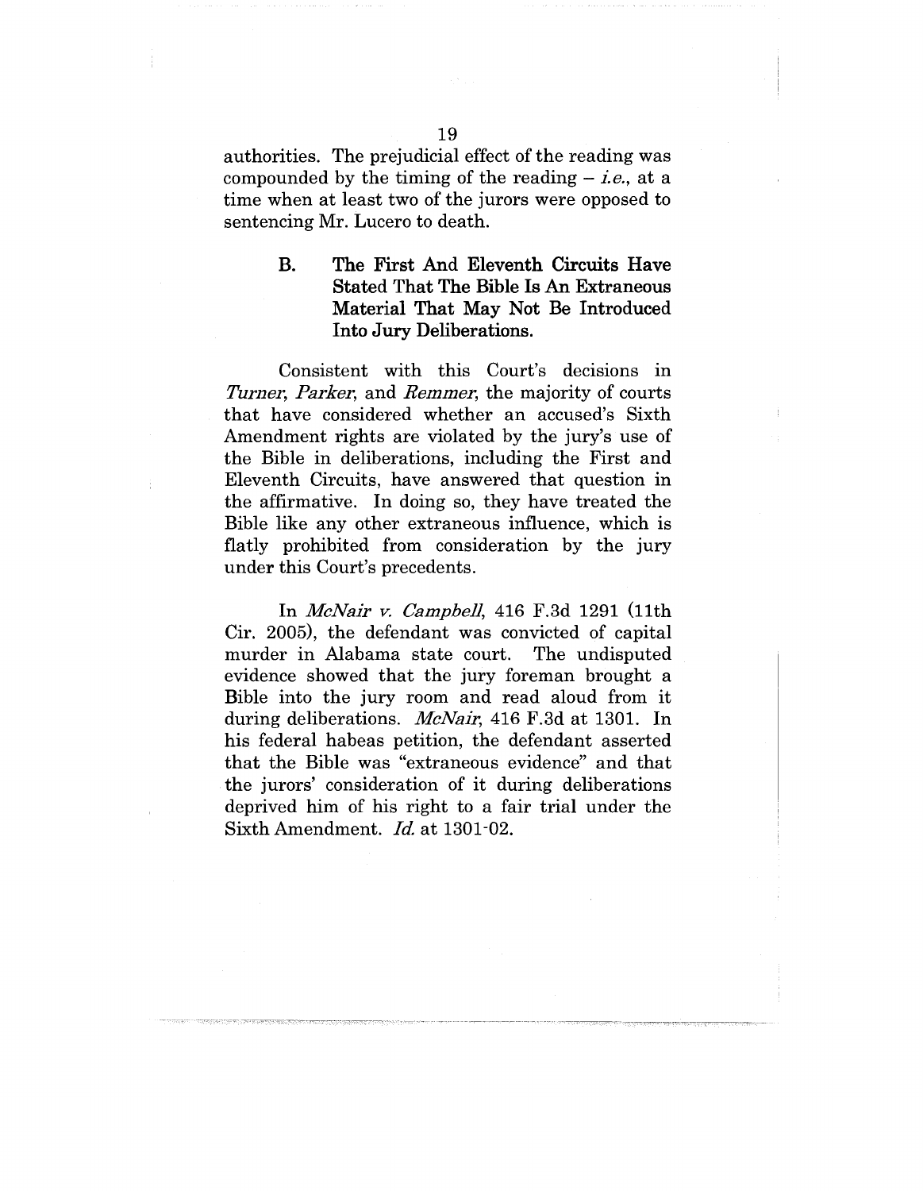authorities. The prejudicial effect of the reading was compounded by the timing of the reading – *i.e.*, at a time when at least two of the jurors were opposed to sentencing Mr. Lucero to death.

### B. The First And Eleventh Circuits Have Stated That The Bible Is An Extraneous Material That May Not Be Introduced Into Jury Deliberations.

Consistent with this Court's decisions in *Turner*, *Parker*, and *Remmer*, the majority of courts that have considered whether an accused's Sixth Amendment rights are violated by the jury's use of the Bible in deliberations, including the First and Eleventh Circuits, have answered that question in the affirmative. In doing so, they have treated the Bible like any other extraneous influence, which is flatly prohibited from consideration by the jury under this Court's precedents.

In *McNair v. Campbell*, 416 F.3d 1291 (11th Cir. 2005), the defendant was convicted of capital murder in Alabama state court. The undisputed evidence showed that the jury foreman brought a Bible into the jury room and read aloud from it during deliberations. *McNair*, 416 F.3d at 1301. In his federal habeas petition, the defendant asserted that the Bible was "extraneous evidence" and that the jurors' consideration of it during deliberations deprived him of his right to a fair trial under the Sixth Amendment. *Id.* at 1301-02.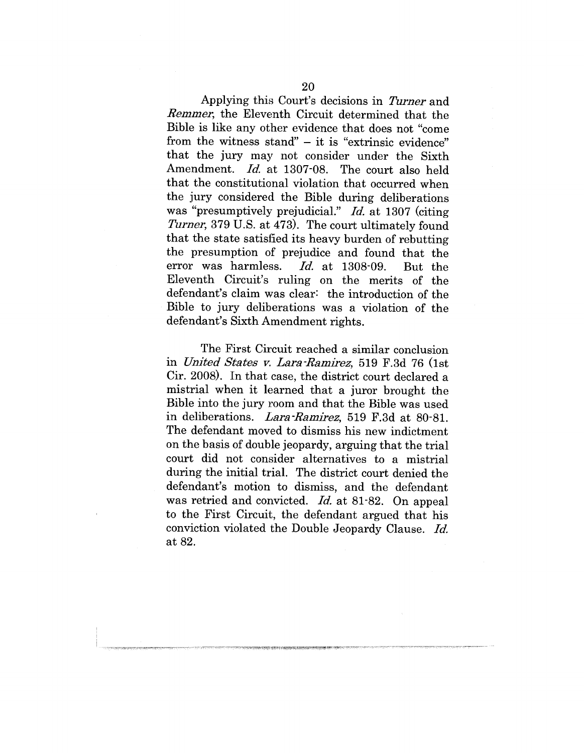Applying this Court's decisions in *Turner* and *Remmer*, the Eleventh Circuit determined that the Bible is like any other evidence that does not "come from the witness stand" – it is "extrinsic evidence" that the jury may not consider under the Sixth Amendment. *Id.* at 1307-08. The court also held that the constitutional violation that occurred when the jury considered the Bible during deliberations was "presumptively prejudicial." *Id.* at 1307 (citing *Turner*, 379 U.S. at 473). The court ultimately found that the state satisfied its heavy burden of rebutting the presumption of prejudice and found that the error was harmless. *Id.* at 1308-09. But the Eleventh Circuit's ruling on the merits of the defendant's claim was clear: the introduction of the Bible to jury deliberations was a violation of the defendant's Sixth Amendment rights.

The First Circuit reached a similar conclusion in *United States v. Lara-Ramirez*, 519 F.3d 76 (1st Cir. 2008). In that case, the district court declared a mistrial when it learned that a juror brought the Bible into the jury room and that the Bible was used in deliberations. *Lara-Ramirez*, 519 F.3d at 80-81. The defendant moved to dismiss his new indictment on the basis of double jeopardy, arguing that the trial court did not consider alternatives to a mistrial during the initial trial. The district court denied the defendant's motion to dismiss, and the defendant was retried and convicted. *Id.* at 81-82. On appeal to the First Circuit, the defendant argued that his conviction violated the Double Jeopardy Clause. *Id.* at 82.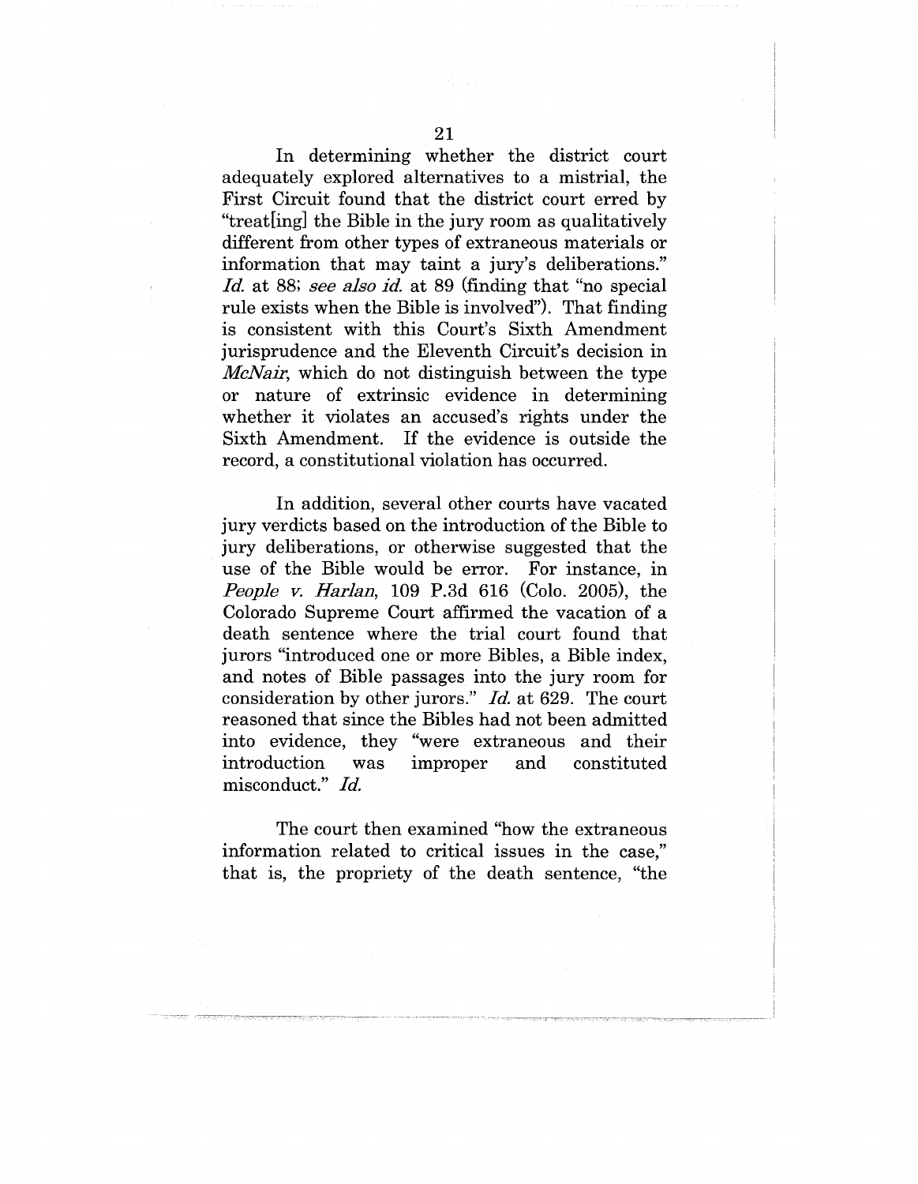In determining whether the district court adequately explored alternatives to a mistrial, the First Circuit found that the district court erred by "treat[ing] the Bible in the jury room as qualitatively different from other types of extraneous materials or information that may taint a jury's deliberations." *Id.* at 88; *see also id.* at 89 (finding that "no special rule exists when the Bible is involved"). That finding is consistent with this Court's Sixth Amendment jurisprudence and the Eleventh Circuit's decision in *McNair*, which do not distinguish between the type or nature of extrinsic evidence in determining whether it violates an accused's rights under the Sixth Amendment. If the evidence is outside the record, a constitutional violation has occurred.

In addition, several other courts have vacated jury verdicts based on the introduction of the Bible to jury deliberations, or otherwise suggested that the use of the Bible would be error. For instance, in *People v. Harlan*, 109 P.3d 616 (Colo. 2005), the Colorado Supreme Court affirmed the vacation of a death sentence where the trial court found that jurors "introduced one or more Bibles, a Bible index, and notes of Bible passages into the jury room for consideration by other jurors." *Id.* at 629. The court reasoned that since the Bibles had not been admitted into evidence, they "were extraneous and their introduction was improper and constituted misconduct." *Id.*

The court then examined "how the extraneous information related to critical issues in the case," that is, the propriety of the death sentence, "the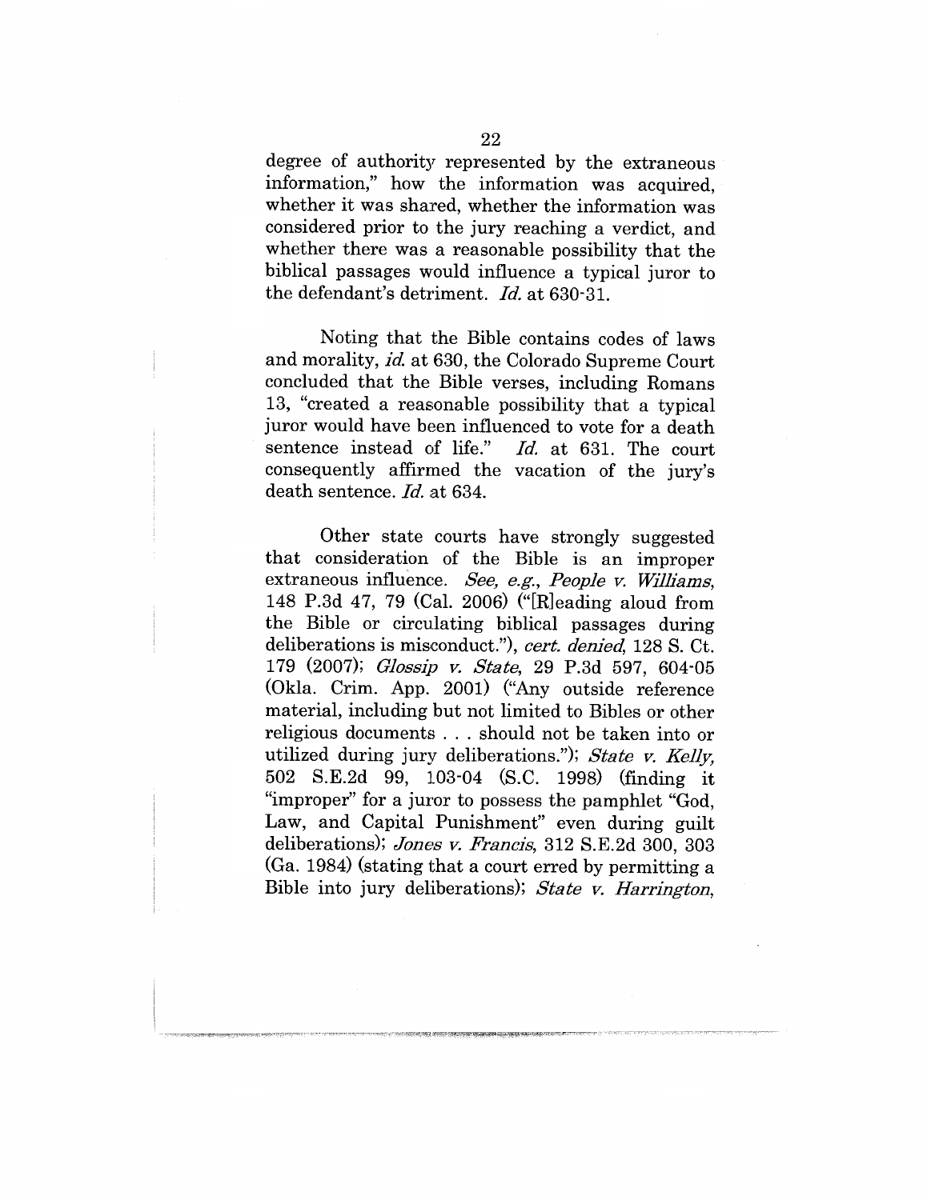degree of authority represented by the extraneous information," how the information was acquired, whether it was shared, whether the information was considered prior to the jury reaching a verdict, and whether there was a reasonable possibility that the biblical passages would influence a typical juror to the defendant's detriment. *Id.* at 630-31.

Noting that the Bible contains codes of laws and morality, *id.* at 630, the Colorado Supreme Court concluded that the Bible verses, including Romans 13, "created a reasonable possibility that a typical juror would have been influenced to vote for a death sentence instead of life." *Id.* at 631. The court consequently affirmed the vacation of the jury's death sentence. *Id.* at 634.

Other state courts have strongly suggested that consideration of the Bible is an improper extraneous influence. *See, e.g., People v. Williams*, 148 P.3d 47, 79 (Cal. 2006) ("[R]eading aloud from the Bible or circulating biblical passages during deliberations is misconduct."), *cert. denied*, 128 S. Ct. 179 (2007); *Glossip v. State*, 29 P.3d 597, 604-05 (Okla. Crim. App. 2001) ("Any outside reference material, including but not limited to Bibles or other religious documents . . . should not be taken into or utilized during jury deliberations."); *State v. Kelly*, 502 S.E.2d 99, 103-04 (S.C. 1998) (finding it "improper" for a juror to possess the pamphlet "God, Law, and Capital Punishment" even during guilt deliberations); *Jones v. Francis*, 312 S.E.2d 300, 303 (Ga. 1984) (stating that a court erred by permitting a Bible into jury deliberations); *State v. Harrington*,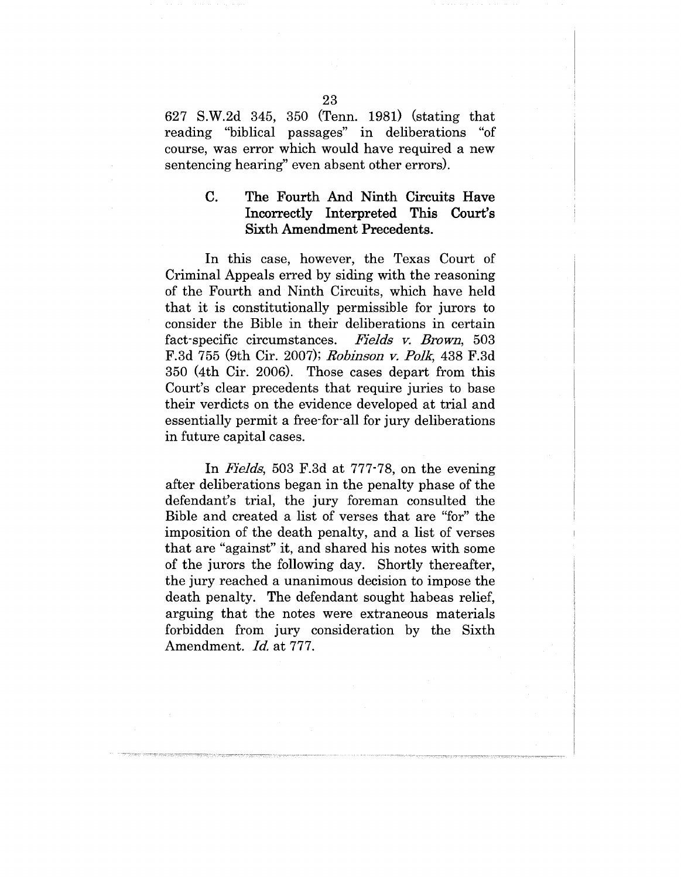627 S.W.2d 345, 350 (Tenn. 1981) (stating that reading "biblical passages" in deliberations "of course, was error which would have required a new sentencing hearing" even absent other errors).

### C. The Fourth And Ninth Circuits Have Incorrectly Interpreted This Court's Sixth Amendment Precedents.

In this case, however, the Texas Court of Criminal Appeals erred by siding with the reasoning of the Fourth and Ninth Circuits, which have held that it is constitutionally permissible for jurors to consider the Bible in their deliberations in certain fact-specific circumstances. *Fields v. Brown*, 503 F.3d 755 (9th Cir. 2007); *Robinson v. Polk*, 438 F.3d 350 (4th Cir. 2006). Those cases depart from this Court's clear precedents that require juries to base their verdicts on the evidence developed at trial and essentially permit a free-for-all for jury deliberations in future capital cases.

In *Fields*, 503 F.3d at 777-78, on the evening after deliberations began in the penalty phase of the defendant's trial, the jury foreman consulted the Bible and created a list of verses that are "for" the imposition of the death penalty, and a list of verses that are "against" it, and shared his notes with some of the jurors the following day. Shortly thereafter, the jury reached a unanimous decision to impose the death penalty. The defendant sought habeas relief, arguing that the notes were extraneous materials forbidden from jury consideration by the Sixth Amendment. *Id.* at 777.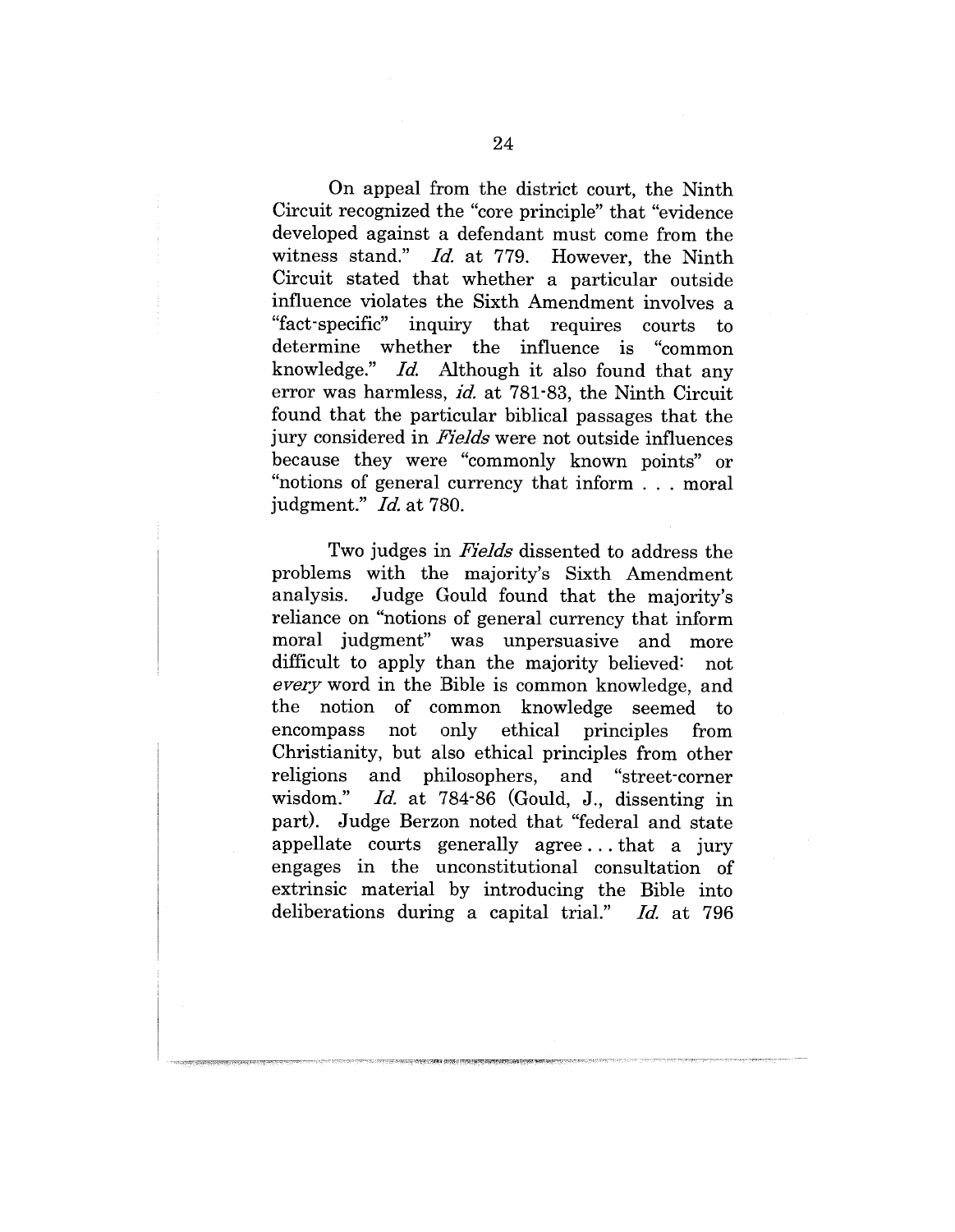On appeal from the district court, the Ninth Circuit recognized the "core principle" that "evidence developed against a defendant must come from the witness stand." *Id.* at 779. However, the Ninth Circuit stated that whether a particular outside influence violates the Sixth Amendment involves a "fact-specific" inquiry that requires courts to determine whether the influence is "common knowledge." *Id.* Although it also found that any error was harmless, *id.* at 781-83, the Ninth Circuit found that the particular biblical passages that the jury considered in *Fields* were not outside influences because they were "commonly known points" or "notions of general currency that inform . . . moral judgment." *Id.* at 780.

Two judges in *Fields* dissented to address the problems with the majority's Sixth Amendment analysis. Judge Gould found that the majority's reliance on "notions of general currency that inform moral judgment" was unpersuasive and more difficult to apply than the majority believed: not *every* word in the Bible is common knowledge, and the notion of common knowledge seemed to encompass not only ethical principles from Christianity, but also ethical principles from other religions and philosophers, and "street-corner wisdom." *Id.* at 784-86 (Gould, J., dissenting in part). Judge Berzon noted that "federal and state appellate courts generally agree . . . that a jury engages in the unconstitutional consultation of extrinsic material by introducing the Bible into deliberations during a capital trial." *Id.* at 796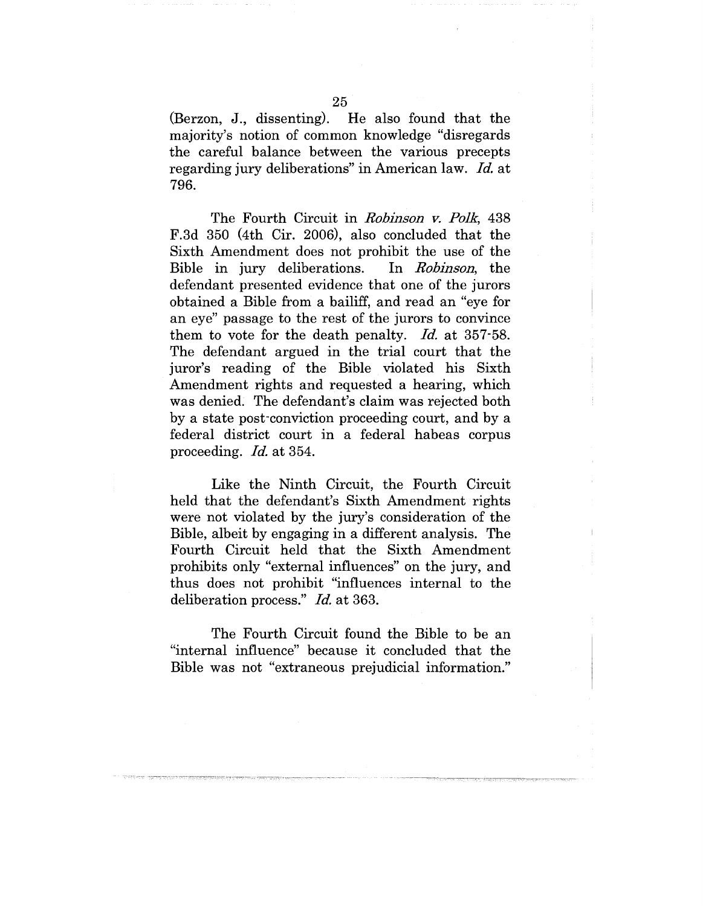(Berzon, J., dissenting). He also found that the majority's notion of common knowledge "disregards the careful balance between the various precepts regarding jury deliberations" in American law. *Id.* at 796.

The Fourth Circuit in *Robinson v. Polk*, 438 F.3d 350 (4th Cir. 2006), also concluded that the Sixth Amendment does not prohibit the use of the Bible in jury deliberations. In *Robinson*, the defendant presented evidence that one of the jurors obtained a Bible from a bailiff, and read an "eye for an eye" passage to the rest of the jurors to convince them to vote for the death penalty. *Id.* at 357-58. The defendant argued in the trial court that the juror's reading of the Bible violated his Sixth Amendment rights and requested a hearing, which was denied. The defendant's claim was rejected both by a state post-conviction proceeding court, and by a federal district court in a federal habeas corpus proceeding. *Id.* at 354.

Like the Ninth Circuit, the Fourth Circuit held that the defendant's Sixth Amendment rights were not violated by the jury's consideration of the Bible, albeit by engaging in a different analysis. The Fourth Circuit held that the Sixth Amendment prohibits only "external influences" on the jury, and thus does not prohibit "influences internal to the deliberation process." *Id.* at 363.

The Fourth Circuit found the Bible to be an "internal influence" because it concluded that the Bible was not "extraneous prejudicial information."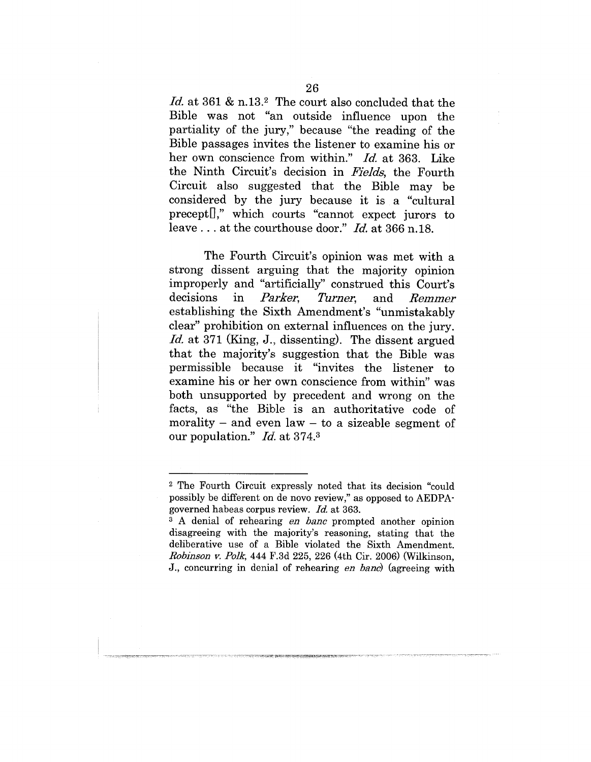*Id.* at 361 & n.13.[2] The court also concluded that the Bible was not "an outside influence upon the partiality of the jury," because "the reading of the Bible passages invites the listener to examine his or her own conscience from within." *Id.* at 363. Like the Ninth Circuit's decision in *Fields*, the Fourth Circuit also suggested that the Bible may be considered by the jury because it is a "cultural precept[]," which courts "cannot expect jurors to leave . . . at the courthouse door." *Id.* at 366 n.18.

The Fourth Circuit's opinion was met with a strong dissent arguing that the majority opinion improperly and "artificially" construed this Court's decisions in *Parker*, *Turner*, and *Remmer* establishing the Sixth Amendment's "unmistakably clear" prohibition on external influences on the jury. *Id.* at 371 (King, J., dissenting). The dissent argued that the majority's suggestion that the Bible was permissible because it "invites the listener to examine his or her own conscience from within" was both unsupported by precedent and wrong on the facts, as "the Bible is an authoritative code of morality – and even law – to a sizeable segment of our population." *Id.* at 374.[3]

---

[2] The Fourth Circuit expressly noted that its decision "could possibly be different on de novo review," as opposed to AEDPA-governed habeas corpus review. *Id.* at 363.

[3] A denial of rehearing *en banc* prompted another opinion disagreeing with the majority's reasoning, stating that the deliberative use of a Bible violated the Sixth Amendment. *Robinson v. Polk*, 444 F.3d 225, 226 (4th Cir. 2006) (Wilkinson, J., concurring in denial of rehearing *en banc*) (agreeing with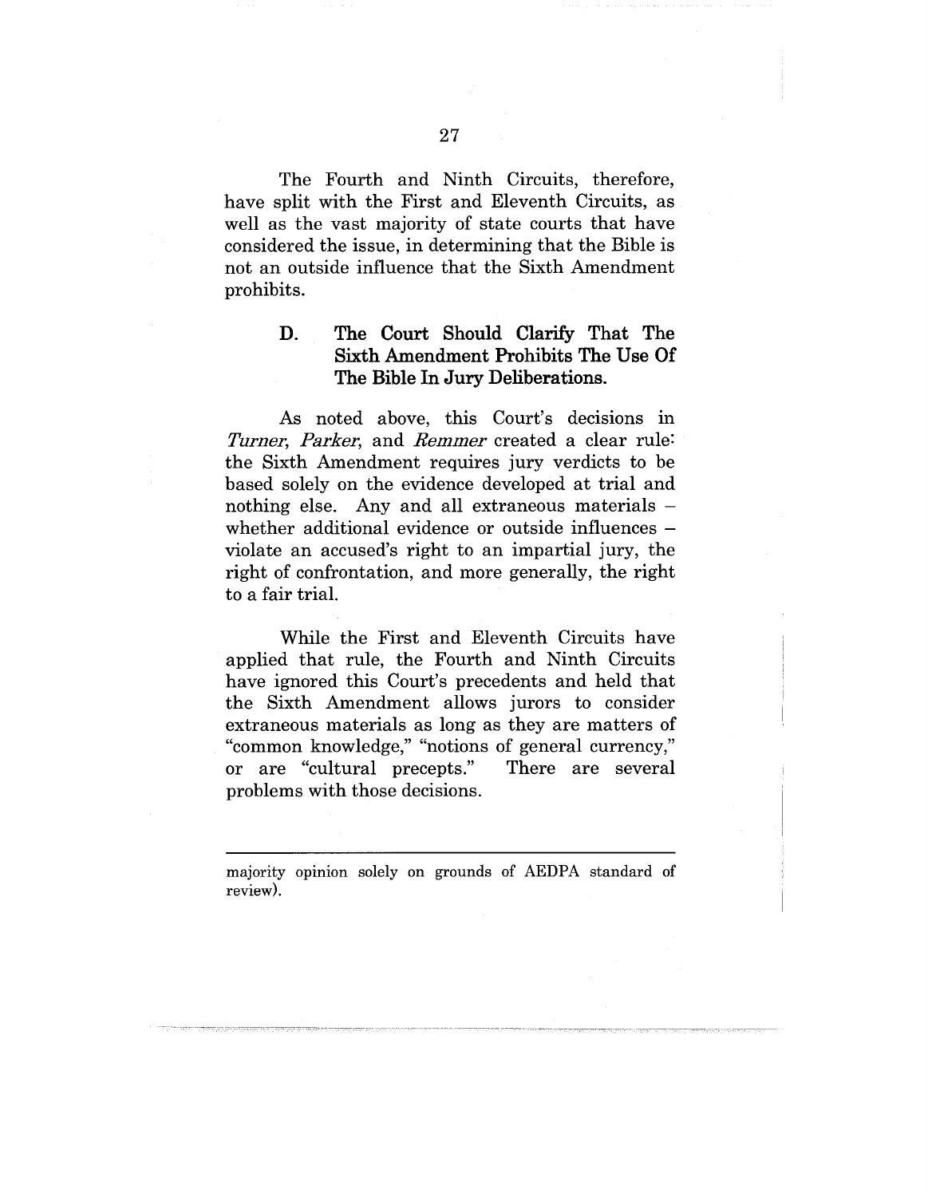The Fourth and Ninth Circuits, therefore, have split with the First and Eleventh Circuits, as well as the vast majority of state courts that have considered the issue, in determining that the Bible is not an outside influence that the Sixth Amendment prohibits.

### D. The Court Should Clarify That The Sixth Amendment Prohibits The Use Of The Bible In Jury Deliberations.

As noted above, this Court's decisions in *Turner*, *Parker*, and *Remmer* created a clear rule: the Sixth Amendment requires jury verdicts to be based solely on the evidence developed at trial and nothing else. Any and all extraneous materials – whether additional evidence or outside influences – violate an accused's right to an impartial jury, the right of confrontation, and more generally, the right to a fair trial.

While the First and Eleventh Circuits have applied that rule, the Fourth and Ninth Circuits have ignored this Court's precedents and held that the Sixth Amendment allows jurors to consider extraneous materials as long as they are matters of "common knowledge," "notions of general currency," or are "cultural precepts." There are several problems with those decisions.

---

majority opinion solely on grounds of AEDPA standard of review).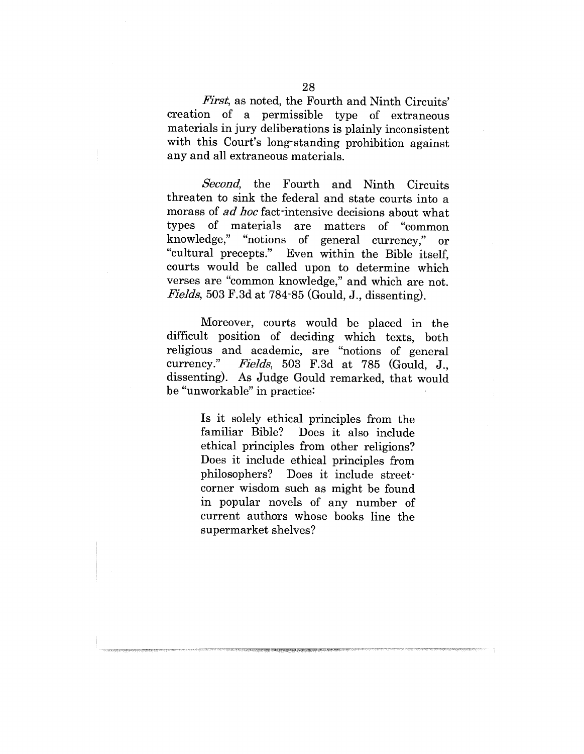*First*, as noted, the Fourth and Ninth Circuits' creation of a permissible type of extraneous materials in jury deliberations is plainly inconsistent with this Court's long-standing prohibition against any and all extraneous materials.

*Second*, the Fourth and Ninth Circuits threaten to sink the federal and state courts into a morass of *ad hoc* fact-intensive decisions about what types of materials are matters of "common knowledge," "notions of general currency," or "cultural precepts." Even within the Bible itself, courts would be called upon to determine which verses are "common knowledge," and which are not. *Fields*, 503 F.3d at 784-85 (Gould, J., dissenting).

Moreover, courts would be placed in the difficult position of deciding which texts, both religious and academic, are "notions of general currency." *Fields*, 503 F.3d at 785 (Gould, J., dissenting). As Judge Gould remarked, that would be "unworkable" in practice:

> Is it solely ethical principles from the familiar Bible? Does it also include ethical principles from other religions? Does it include ethical principles from philosophers? Does it include street-corner wisdom such as might be found in popular novels of any number of current authors whose books line the supermarket shelves?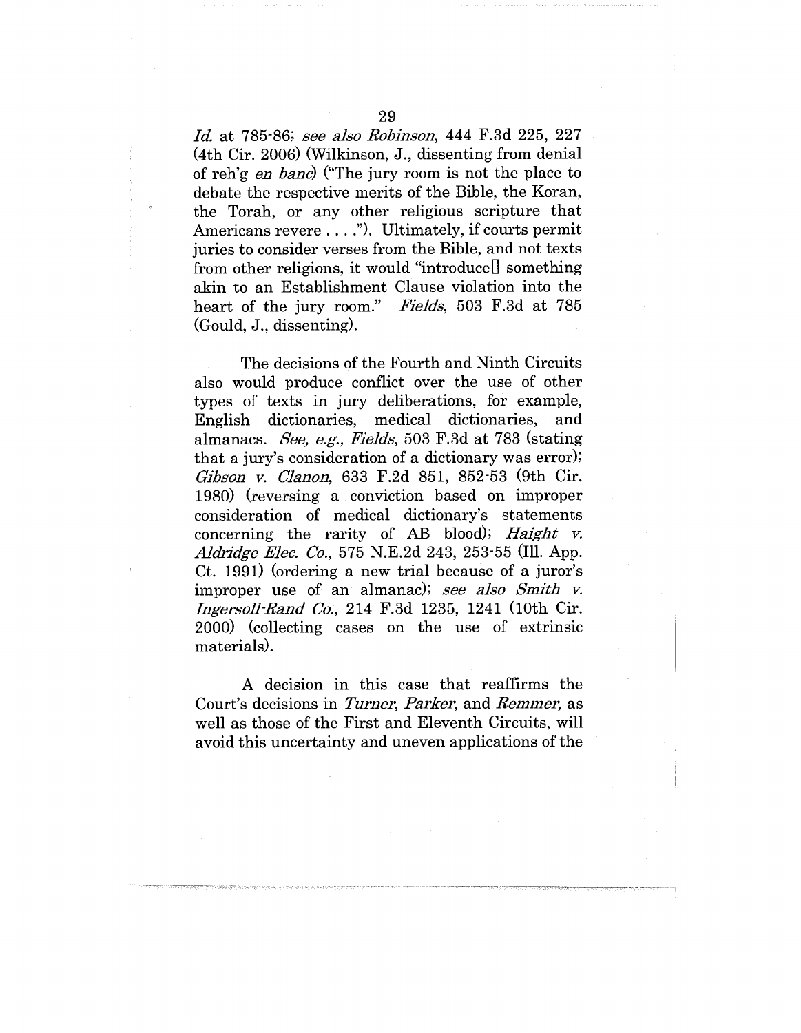*Id.* at 785-86; *see also Robinson*, 444 F.3d 225, 227 (4th Cir. 2006) (Wilkinson, J., dissenting from denial of reh'g *en banc*) ("The jury room is not the place to debate the respective merits of the Bible, the Koran, the Torah, or any other religious scripture that Americans revere . . . ."). Ultimately, if courts permit juries to consider verses from the Bible, and not texts from other religions, it would "introduce[] something akin to an Establishment Clause violation into the heart of the jury room." *Fields*, 503 F.3d at 785 (Gould, J., dissenting).

The decisions of the Fourth and Ninth Circuits also would produce conflict over the use of other types of texts in jury deliberations, for example, English dictionaries, medical dictionaries, and almanacs. *See, e.g., Fields*, 503 F.3d at 783 (stating that a jury's consideration of a dictionary was error); *Gibson v. Clanon*, 633 F.2d 851, 852-53 (9th Cir. 1980) (reversing a conviction based on improper consideration of medical dictionary's statements concerning the rarity of AB blood); *Haight v. Aldridge Elec. Co.*, 575 N.E.2d 243, 253-55 (Ill. App. Ct. 1991) (ordering a new trial because of a juror's improper use of an almanac); *see also Smith v. Ingersoll-Rand Co.*, 214 F.3d 1235, 1241 (10th Cir. 2000) (collecting cases on the use of extrinsic materials).

A decision in this case that reaffirms the Court's decisions in *Turner*, *Parker*, and *Remmer*, as well as those of the First and Eleventh Circuits, will avoid this uncertainty and uneven applications of the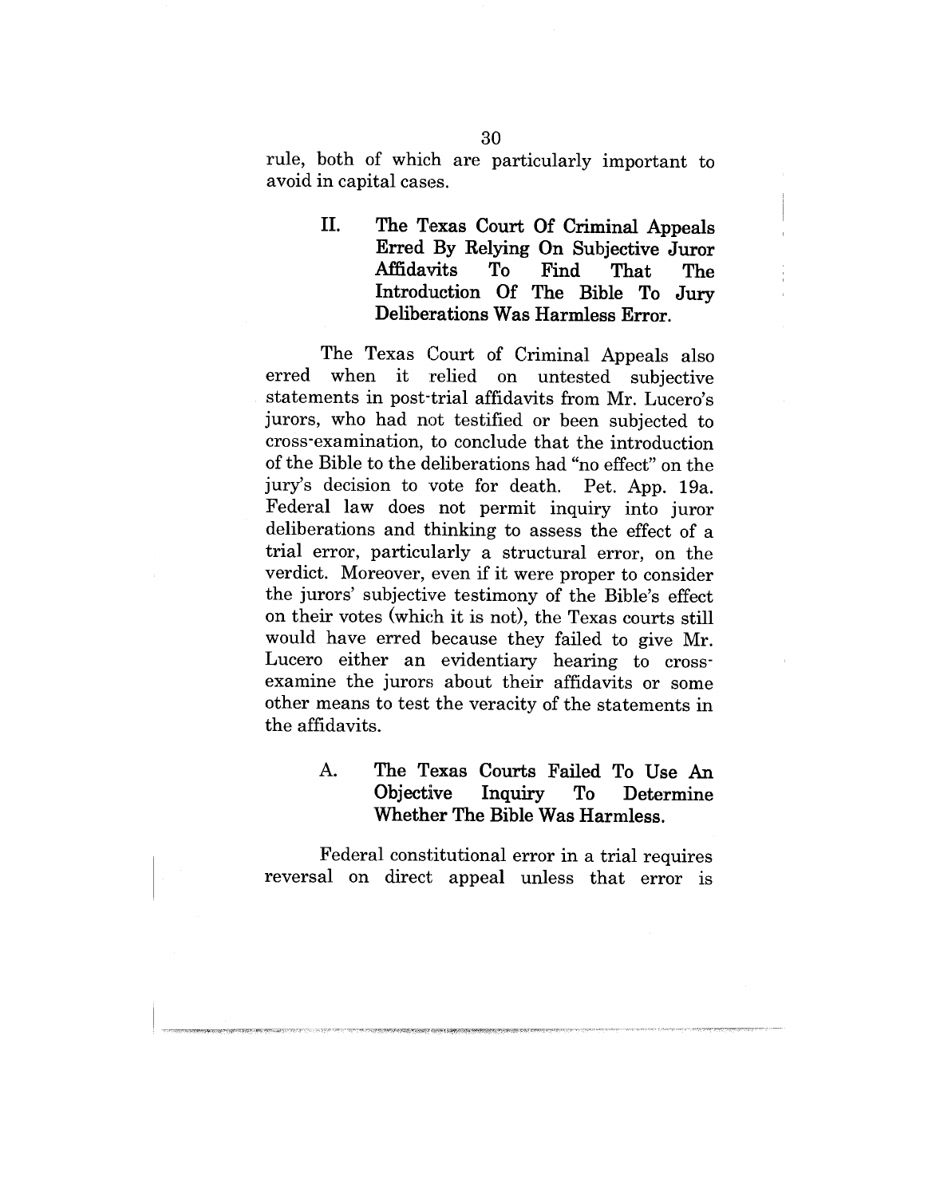rule, both of which are particularly important to avoid in capital cases.

## II. The Texas Court Of Criminal Appeals Erred By Relying On Subjective Juror Affidavits To Find That The Introduction Of The Bible To Jury Deliberations Was Harmless Error.

The Texas Court of Criminal Appeals also erred when it relied on untested subjective statements in post-trial affidavits from Mr. Lucero's jurors, who had not testified or been subjected to cross-examination, to conclude that the introduction of the Bible to the deliberations had "no effect" on the jury's decision to vote for death. Pet. App. 19a. Federal law does not permit inquiry into juror deliberations and thinking to assess the effect of a trial error, particularly a structural error, on the verdict. Moreover, even if it were proper to consider the jurors' subjective testimony of the Bible's effect on their votes (which it is not), the Texas courts still would have erred because they failed to give Mr. Lucero either an evidentiary hearing to cross-examine the jurors about their affidavits or some other means to test the veracity of the statements in the affidavits.

### A. The Texas Courts Failed To Use An Objective Inquiry To Determine Whether The Bible Was Harmless.

Federal constitutional error in a trial requires reversal on direct appeal unless that error is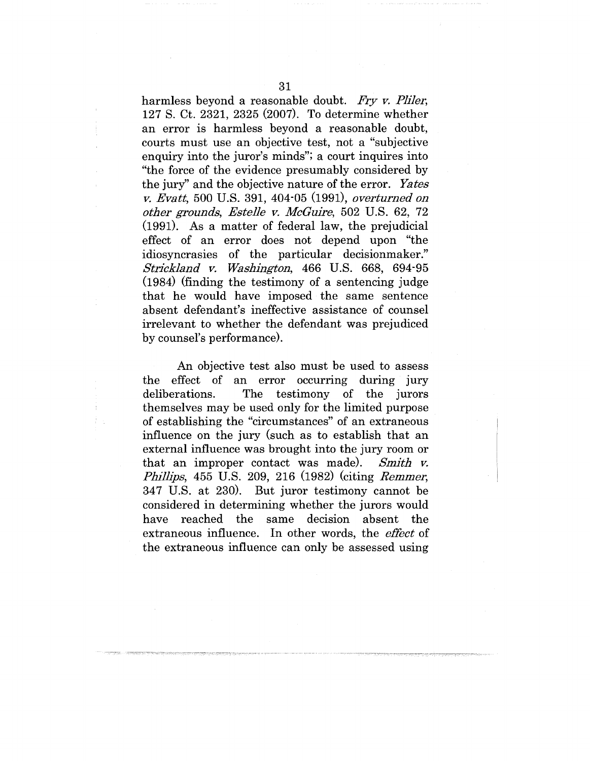harmless beyond a reasonable doubt. *Fry v. Pliler*, 127 S. Ct. 2321, 2325 (2007). To determine whether an error is harmless beyond a reasonable doubt, courts must use an objective test, not a "subjective enquiry into the juror's minds"; a court inquires into "the force of the evidence presumably considered by the jury" and the objective nature of the error. *Yates v. Evatt*, 500 U.S. 391, 404-05 (1991), *overturned on other grounds*, *Estelle v. McGuire*, 502 U.S. 62, 72 (1991). As a matter of federal law, the prejudicial effect of an error does not depend upon "the idiosyncrasies of the particular decisionmaker." *Strickland v. Washington*, 466 U.S. 668, 694-95 (1984) (finding the testimony of a sentencing judge that he would have imposed the same sentence absent defendant's ineffective assistance of counsel irrelevant to whether the defendant was prejudiced by counsel's performance).

An objective test also must be used to assess the effect of an error occurring during jury deliberations. The testimony of the jurors themselves may be used only for the limited purpose of establishing the "circumstances" of an extraneous influence on the jury (such as to establish that an external influence was brought into the jury room or that an improper contact was made). *Smith v. Phillips*, 455 U.S. 209, 216 (1982) (citing *Remmer*, 347 U.S. at 230). But juror testimony cannot be considered in determining whether the jurors would have reached the same decision absent the extraneous influence. In other words, the *effect* of the extraneous influence can only be assessed using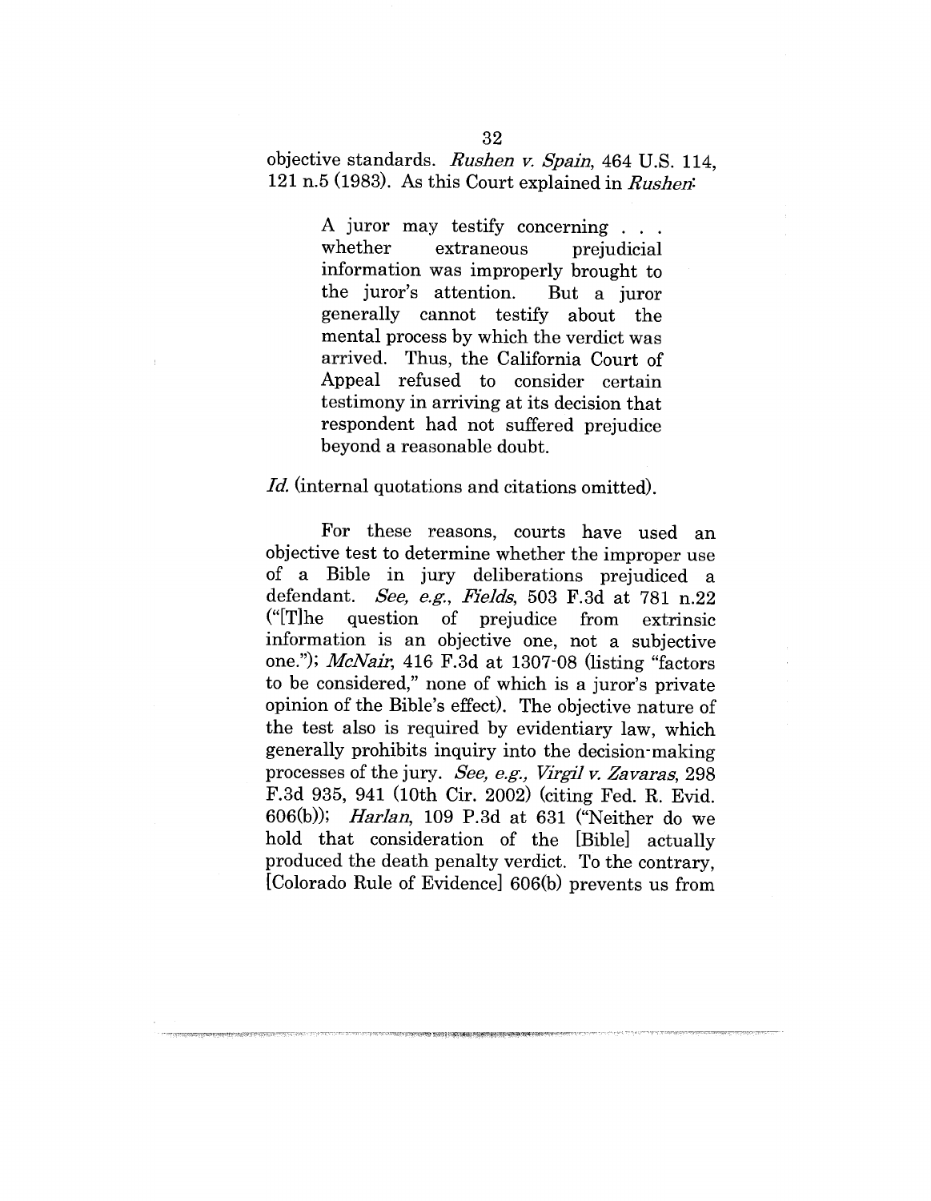objective standards. *Rushen v. Spain*, 464 U.S. 114, 121 n.5 (1983). As this Court explained in *Rushen*:

> A juror may testify concerning . . . whether extraneous prejudicial information was improperly brought to the juror's attention. But a juror generally cannot testify about the mental process by which the verdict was arrived. Thus, the California Court of Appeal refused to consider certain testimony in arriving at its decision that respondent had not suffered prejudice beyond a reasonable doubt.

*Id.* (internal quotations and citations omitted).

For these reasons, courts have used an objective test to determine whether the improper use of a Bible in jury deliberations prejudiced a defendant. *See, e.g., Fields*, 503 F.3d at 781 n.22 ("[T]he question of prejudice from extrinsic information is an objective one, not a subjective one."); *McNair*, 416 F.3d at 1307-08 (listing "factors to be considered," none of which is a juror's private opinion of the Bible's effect). The objective nature of the test also is required by evidentiary law, which generally prohibits inquiry into the decision-making processes of the jury. *See, e.g., Virgil v. Zavaras*, 298 F.3d 935, 941 (10th Cir. 2002) (citing Fed. R. Evid. 606(b)); *Harlan*, 109 P.3d at 631 ("Neither do we hold that consideration of the [Bible] actually produced the death penalty verdict. To the contrary, [Colorado Rule of Evidence] 606(b) prevents us from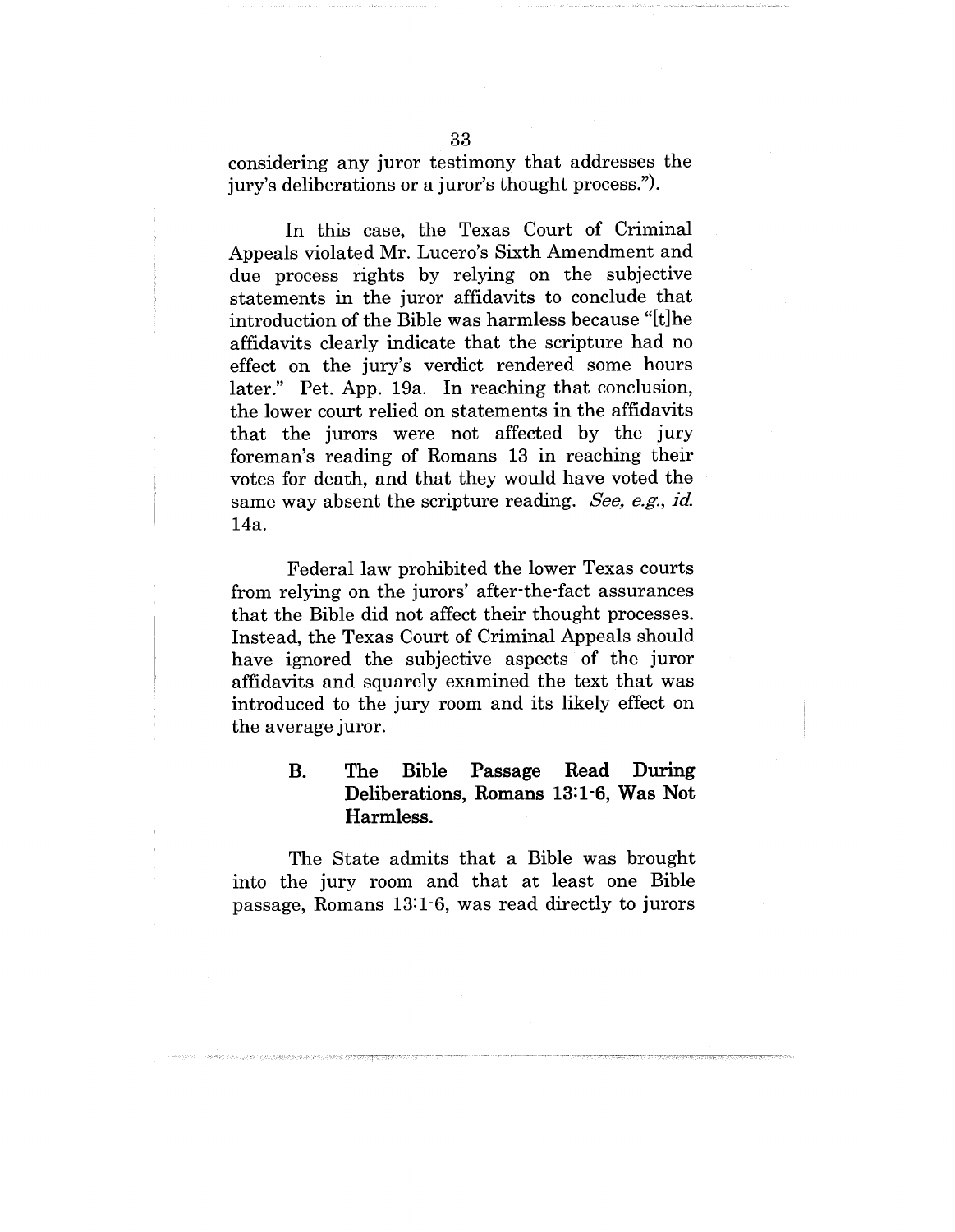considering any juror testimony that addresses the jury's deliberations or a juror's thought process.").

In this case, the Texas Court of Criminal Appeals violated Mr. Lucero's Sixth Amendment and due process rights by relying on the subjective statements in the juror affidavits to conclude that introduction of the Bible was harmless because "[t]he affidavits clearly indicate that the scripture had no effect on the jury's verdict rendered some hours later." Pet. App. 19a. In reaching that conclusion, the lower court relied on statements in the affidavits that the jurors were not affected by the jury foreman's reading of Romans 13 in reaching their votes for death, and that they would have voted the same way absent the scripture reading. *See, e.g., id.* 14a.

Federal law prohibited the lower Texas courts from relying on the jurors' after-the-fact assurances that the Bible did not affect their thought processes. Instead, the Texas Court of Criminal Appeals should have ignored the subjective aspects of the juror affidavits and squarely examined the text that was introduced to the jury room and its likely effect on the average juror.

### B. The Bible Passage Read During Deliberations, Romans 13:1-6, Was Not Harmless.

The State admits that a Bible was brought into the jury room and that at least one Bible passage, Romans 13:1-6, was read directly to jurors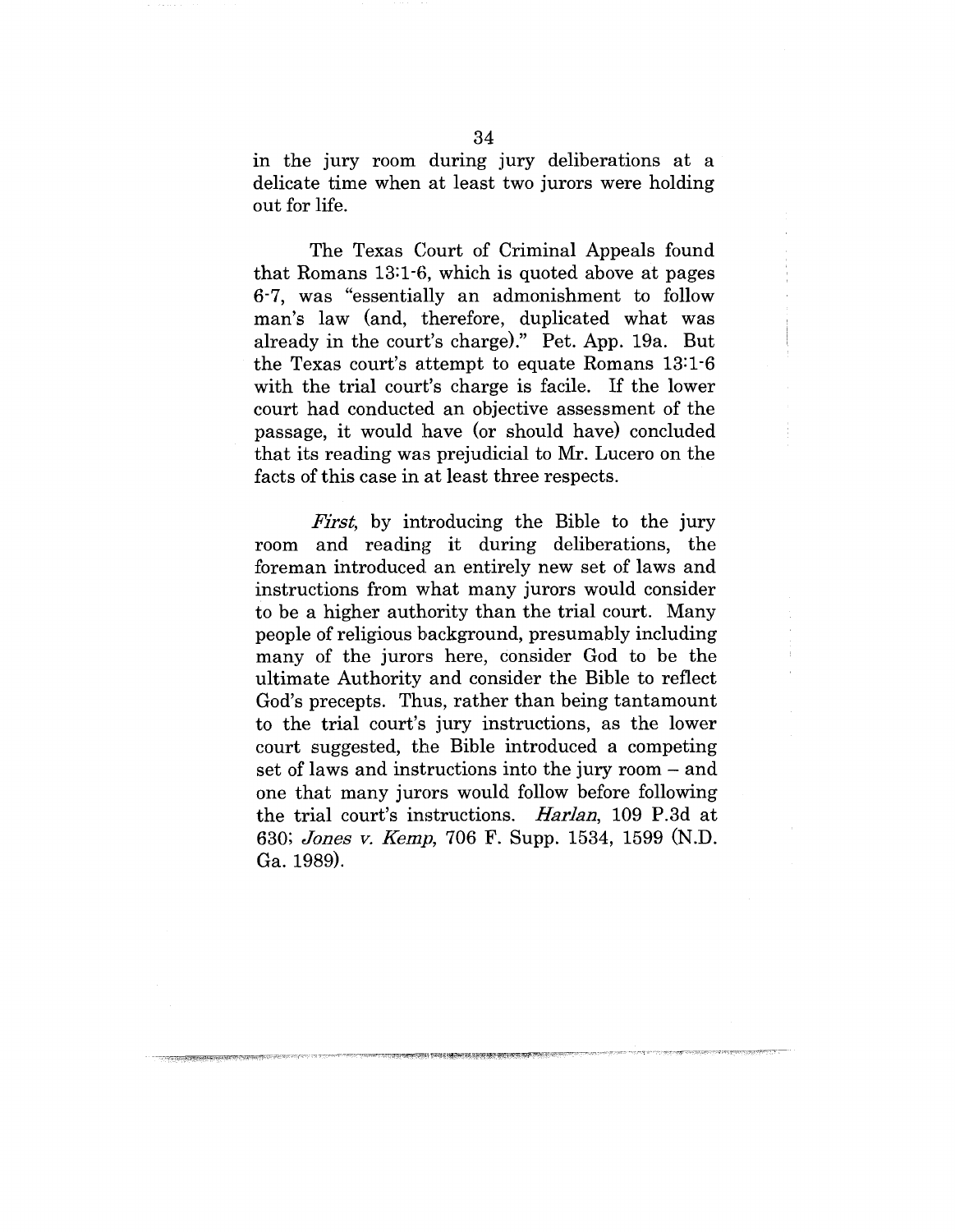in the jury room during jury deliberations at a delicate time when at least two jurors were holding out for life.

The Texas Court of Criminal Appeals found that Romans 13:1-6, which is quoted above at pages 6-7, was "essentially an admonishment to follow man's law (and, therefore, duplicated what was already in the court's charge)." Pet. App. 19a. But the Texas court's attempt to equate Romans 13:1-6 with the trial court's charge is facile. If the lower court had conducted an objective assessment of the passage, it would have (or should have) concluded that its reading was prejudicial to Mr. Lucero on the facts of this case in at least three respects.

*First*, by introducing the Bible to the jury room and reading it during deliberations, the foreman introduced an entirely new set of laws and instructions from what many jurors would consider to be a higher authority than the trial court. Many people of religious background, presumably including many of the jurors here, consider God to be the ultimate Authority and consider the Bible to reflect God's precepts. Thus, rather than being tantamount to the trial court's jury instructions, as the lower court suggested, the Bible introduced a competing set of laws and instructions into the jury room – and one that many jurors would follow before following the trial court's instructions. *Harlan*, 109 P.3d at 630; *Jones v. Kemp*, 706 F. Supp. 1534, 1599 (N.D. Ga. 1989).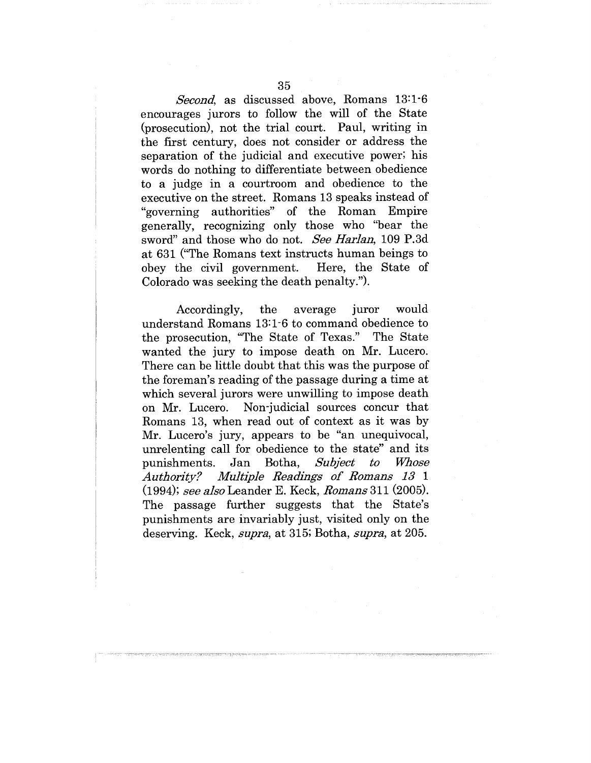*Second*, as discussed above, Romans 13:1-6 encourages jurors to follow the will of the State (prosecution), not the trial court. Paul, writing in the first century, does not consider or address the separation of the judicial and executive power; his words do nothing to differentiate between obedience to a judge in a courtroom and obedience to the executive on the street. Romans 13 speaks instead of "governing authorities" of the Roman Empire generally, recognizing only those who "bear the sword" and those who do not. *See Harlan*, 109 P.3d at 631 ("The Romans text instructs human beings to obey the civil government. Here, the State of Colorado was seeking the death penalty.").

Accordingly, the average juror would understand Romans 13:1-6 to command obedience to the prosecution, "The State of Texas." The State wanted the jury to impose death on Mr. Lucero. There can be little doubt that this was the purpose of the foreman's reading of the passage during a time at which several jurors were unwilling to impose death on Mr. Lucero. Non-judicial sources concur that Romans 13, when read out of context as it was by Mr. Lucero's jury, appears to be "an unequivocal, unrelenting call for obedience to the state" and its punishments. Jan Botha, *Subject to Whose Authority? Multiple Readings of Romans 13* 1 (1994); *see also* Leander E. Keck, *Romans* 311 (2005). The passage further suggests that the State's punishments are invariably just, visited only on the deserving. Keck, *supra*, at 315; Botha, *supra*, at 205.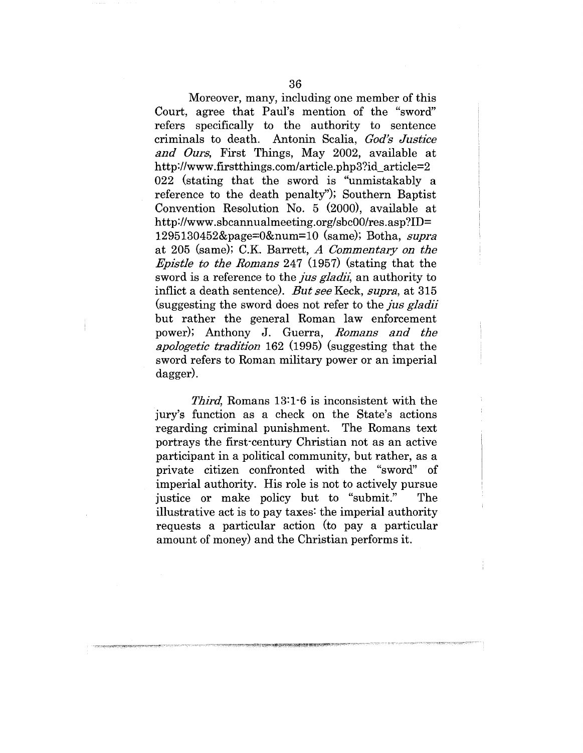Moreover, many, including one member of this Court, agree that Paul's mention of the "sword" refers specifically to the authority to sentence criminals to death. Antonin Scalia, *God's Justice and Ours*, First Things, May 2002, available at http://www.firstthings.com/article.php3?id_article=2022 (stating that the sword is "unmistakably a reference to the death penalty"); Southern Baptist Convention Resolution No. 5 (2000), available at http://www.sbcannualmeeting.org/sbc00/res.asp?ID=1295130452&page=0&num=10 (same); Botha, *supra* at 205 (same); C.K. Barrett, *A Commentary on the Epistle to the Romans* 247 (1957) (stating that the sword is a reference to the *jus gladii*, an authority to inflict a death sentence). *But see* Keck, *supra*, at 315 (suggesting the sword does not refer to the *jus gladii* but rather the general Roman law enforcement power); Anthony J. Guerra, *Romans and the apologetic tradition* 162 (1995) (suggesting that the sword refers to Roman military power or an imperial dagger).

*Third*, Romans 13:1-6 is inconsistent with the jury's function as a check on the State's actions regarding criminal punishment. The Romans text portrays the first-century Christian not as an active participant in a political community, but rather, as a private citizen confronted with the "sword" of imperial authority. His role is not to actively pursue justice or make policy but to "submit." The illustrative act is to pay taxes: the imperial authority requests a particular action (to pay a particular amount of money) and the Christian performs it.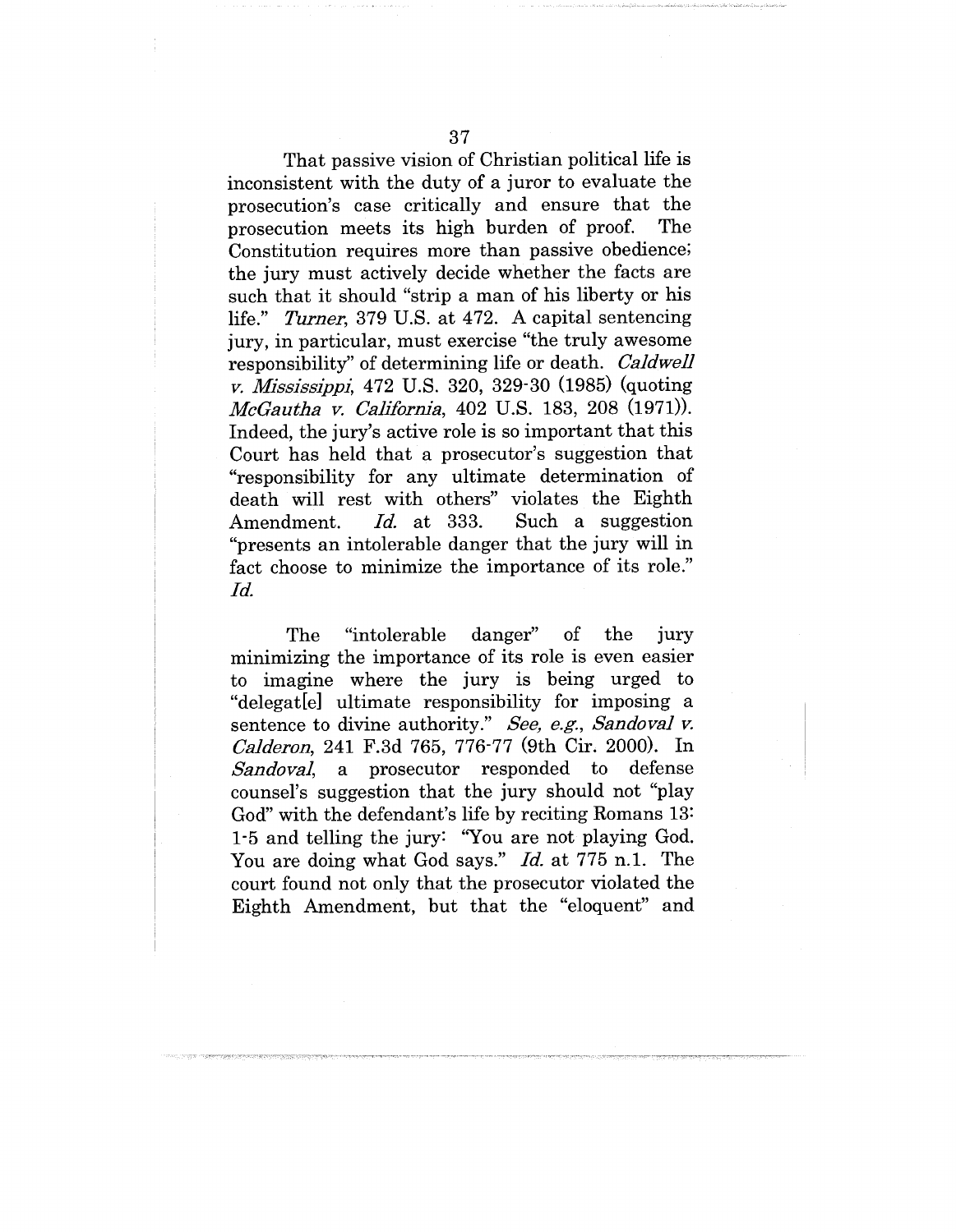That passive vision of Christian political life is inconsistent with the duty of a juror to evaluate the prosecution's case critically and ensure that the prosecution meets its high burden of proof. The Constitution requires more than passive obedience; the jury must actively decide whether the facts are such that it should "strip a man of his liberty or his life." *Turner*, 379 U.S. at 472. A capital sentencing jury, in particular, must exercise "the truly awesome responsibility" of determining life or death. *Caldwell v. Mississippi*, 472 U.S. 320, 329-30 (1985) (quoting *McGautha v. California*, 402 U.S. 183, 208 (1971)). Indeed, the jury's active role is so important that this Court has held that a prosecutor's suggestion that "responsibility for any ultimate determination of death will rest with others" violates the Eighth Amendment. *Id.* at 333. Such a suggestion "presents an intolerable danger that the jury will in fact choose to minimize the importance of its role." *Id.*

The "intolerable danger" of the jury minimizing the importance of its role is even easier to imagine where the jury is being urged to "delegat[e] ultimate responsibility for imposing a sentence to divine authority." *See, e.g.*, *Sandoval v. Calderon*, 241 F.3d 765, 776-77 (9th Cir. 2000). In *Sandoval*, a prosecutor responded to defense counsel's suggestion that the jury should not "play God" with the defendant's life by reciting Romans 13: 1-5 and telling the jury: "You are not playing God. You are doing what God says." *Id.* at 775 n.1. The court found not only that the prosecutor violated the Eighth Amendment, but that the "eloquent" and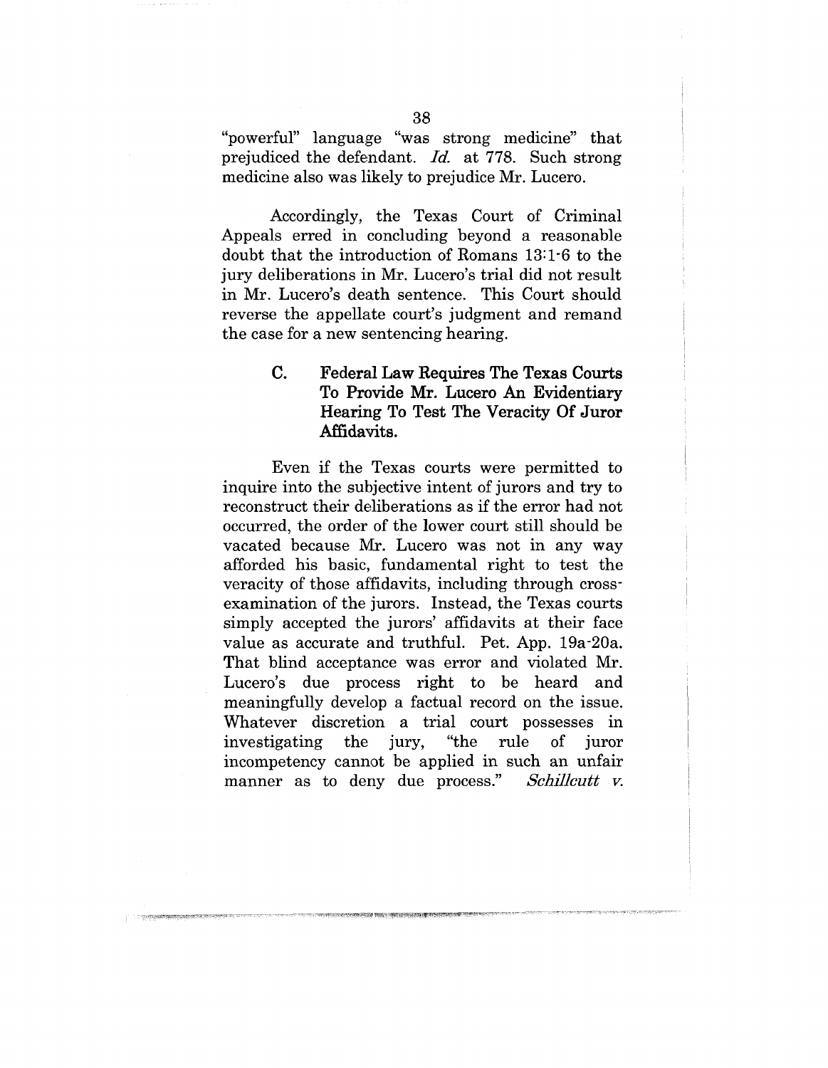"powerful" language "was strong medicine" that prejudiced the defendant. *Id.* at 778. Such strong medicine also was likely to prejudice Mr. Lucero.

Accordingly, the Texas Court of Criminal Appeals erred in concluding beyond a reasonable doubt that the introduction of Romans 13:1-6 to the jury deliberations in Mr. Lucero's trial did not result in Mr. Lucero's death sentence. This Court should reverse the appellate court's judgment and remand the case for a new sentencing hearing.

### C. Federal Law Requires The Texas Courts To Provide Mr. Lucero An Evidentiary Hearing To Test The Veracity Of Juror Affidavits.

Even if the Texas courts were permitted to inquire into the subjective intent of jurors and try to reconstruct their deliberations as if the error had not occurred, the order of the lower court still should be vacated because Mr. Lucero was not in any way afforded his basic, fundamental right to test the veracity of those affidavits, including through cross-examination of the jurors. Instead, the Texas courts simply accepted the jurors' affidavits at their face value as accurate and truthful. Pet. App. 19a-20a. That blind acceptance was error and violated Mr. Lucero's due process right to be heard and meaningfully develop a factual record on the issue. Whatever discretion a trial court possesses in investigating the jury, "the rule of juror incompetency cannot be applied in such an unfair manner as to deny due process." *Schillcutt v.*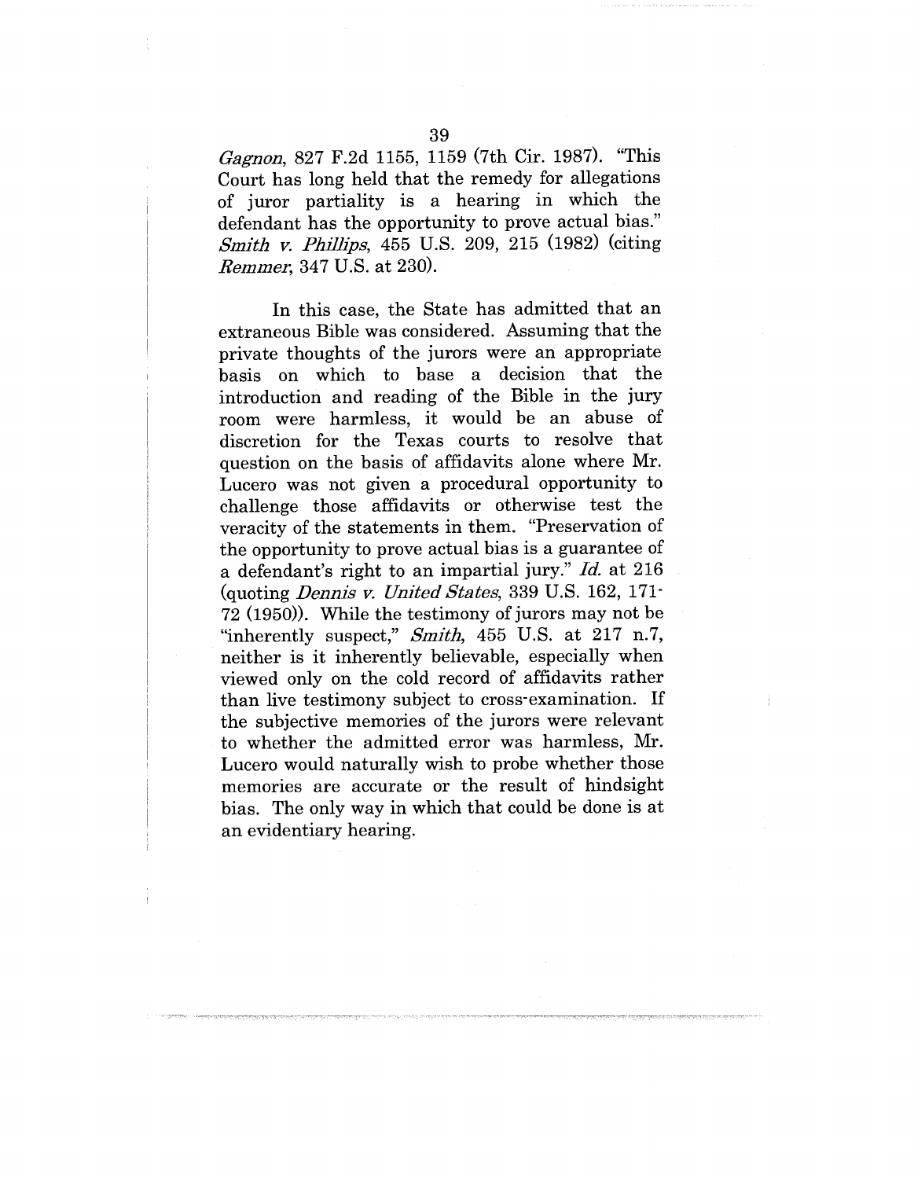*Gagnon*, 827 F.2d 1155, 1159 (7th Cir. 1987). "This Court has long held that the remedy for allegations of juror partiality is a hearing in which the defendant has the opportunity to prove actual bias." *Smith v. Phillips*, 455 U.S. 209, 215 (1982) (citing *Remmer*, 347 U.S. at 230).

In this case, the State has admitted that an extraneous Bible was considered. Assuming that the private thoughts of the jurors were an appropriate basis on which to base a decision that the introduction and reading of the Bible in the jury room were harmless, it would be an abuse of discretion for the Texas courts to resolve that question on the basis of affidavits alone where Mr. Lucero was not given a procedural opportunity to challenge those affidavits or otherwise test the veracity of the statements in them. "Preservation of the opportunity to prove actual bias is a guarantee of a defendant's right to an impartial jury." *Id.* at 216 (quoting *Dennis v. United States*, 339 U.S. 162, 171-72 (1950)). While the testimony of jurors may not be "inherently suspect," *Smith*, 455 U.S. at 217 n.7, neither is it inherently believable, especially when viewed only on the cold record of affidavits rather than live testimony subject to cross-examination. If the subjective memories of the jurors were relevant to whether the admitted error was harmless, Mr. Lucero would naturally wish to probe whether those memories are accurate or the result of hindsight bias. The only way in which that could be done is at an evidentiary hearing.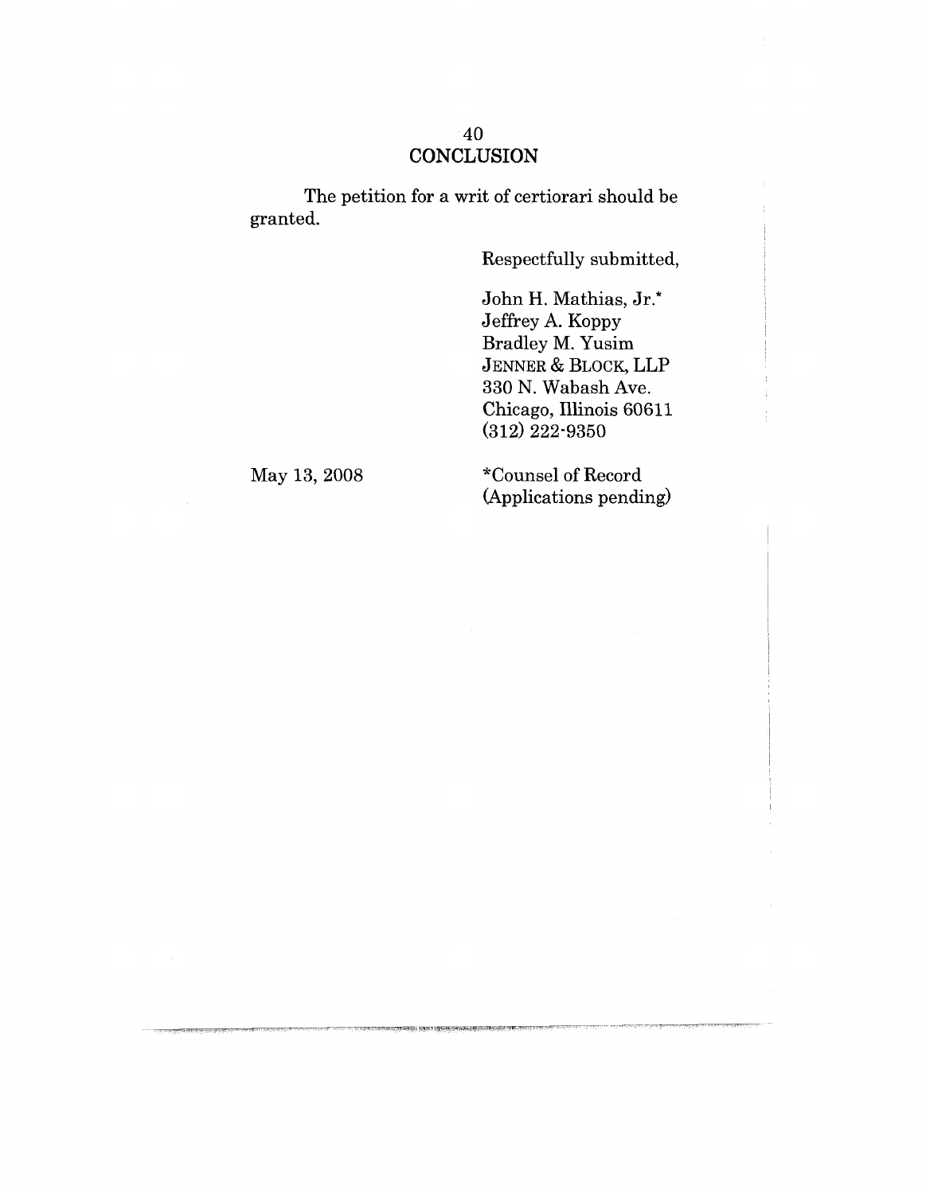## CONCLUSION

The petition for a writ of certiorari should be granted.

Respectfully submitted,

John H. Mathias, Jr.*
Jeffrey A. Koppy
Bradley M. Yusim
JENNER & BLOCK, LLP
330 N. Wabash Ave.
Chicago, Illinois 60611
(312) 222-9350

May 13, 2008

*Counsel of Record
(Applications pending)